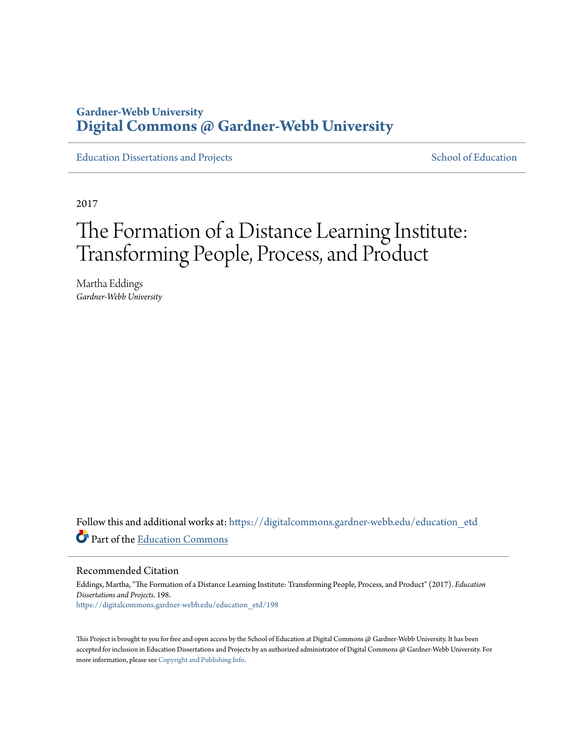Gardner-Webb University
**Digital Commons @ Gardner-Webb University**

Education Dissertations and Projects | School of Education

2017

# The Formation of a Distance Learning Institute: Transforming People, Process, and Product

Martha Eddings
*Gardner-Webb University*

Follow this and additional works at: https://digitalcommons.gardner-webb.edu/education_etd

Part of the Education Commons

## Recommended Citation

Eddings, Martha, "The Formation of a Distance Learning Institute: Transforming People, Process, and Product" (2017). *Education Dissertations and Projects*. 198.
https://digitalcommons.gardner-webb.edu/education_etd/198

This Project is brought to you for free and open access by the School of Education at Digital Commons @ Gardner-Webb University. It has been accepted for inclusion in Education Dissertations and Projects by an authorized administrator of Digital Commons @ Gardner-Webb University. For more information, please see Copyright and Publishing Info.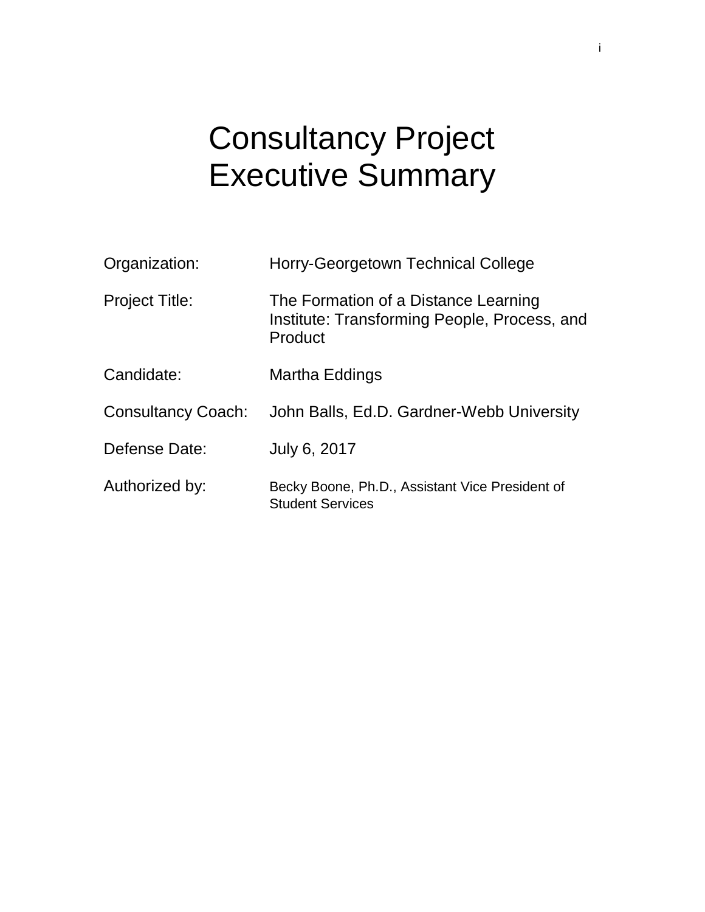# Consultancy Project Executive Summary

Organization: Horry-Georgetown Technical College

Project Title: The Formation of a Distance Learning Institute: Transforming People, Process, and Product

Candidate: Martha Eddings

Consultancy Coach: John Balls, Ed.D. Gardner-Webb University

Defense Date: July 6, 2017

Authorized by: Becky Boone, Ph.D., Assistant Vice President of Student Services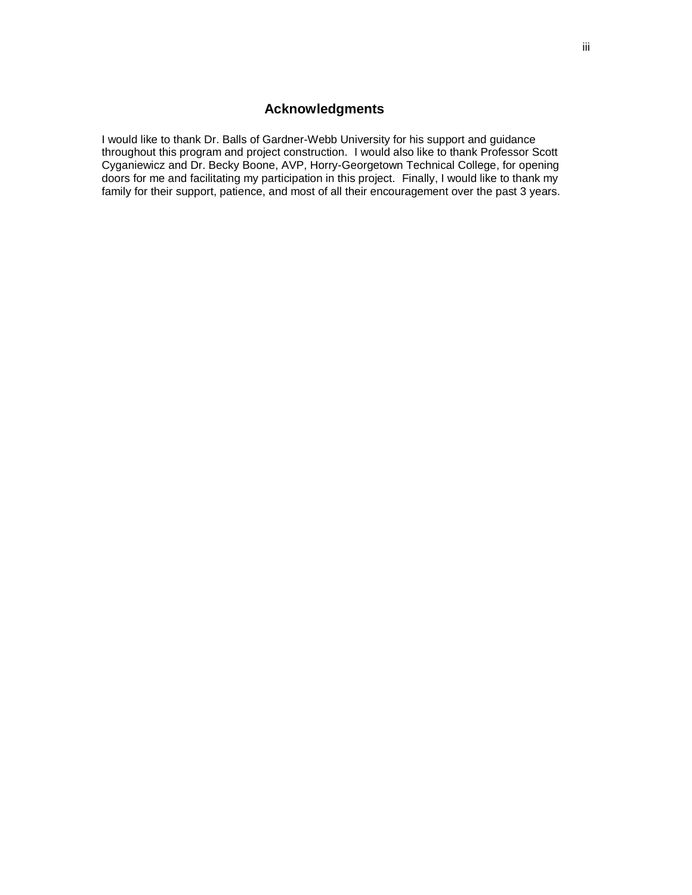# Acknowledgments

I would like to thank Dr. Balls of Gardner-Webb University for his support and guidance throughout this program and project construction. I would also like to thank Professor Scott Cyganiewicz and Dr. Becky Boone, AVP, Horry-Georgetown Technical College, for opening doors for me and facilitating my participation in this project. Finally, I would like to thank my family for their support, patience, and most of all their encouragement over the past 3 years.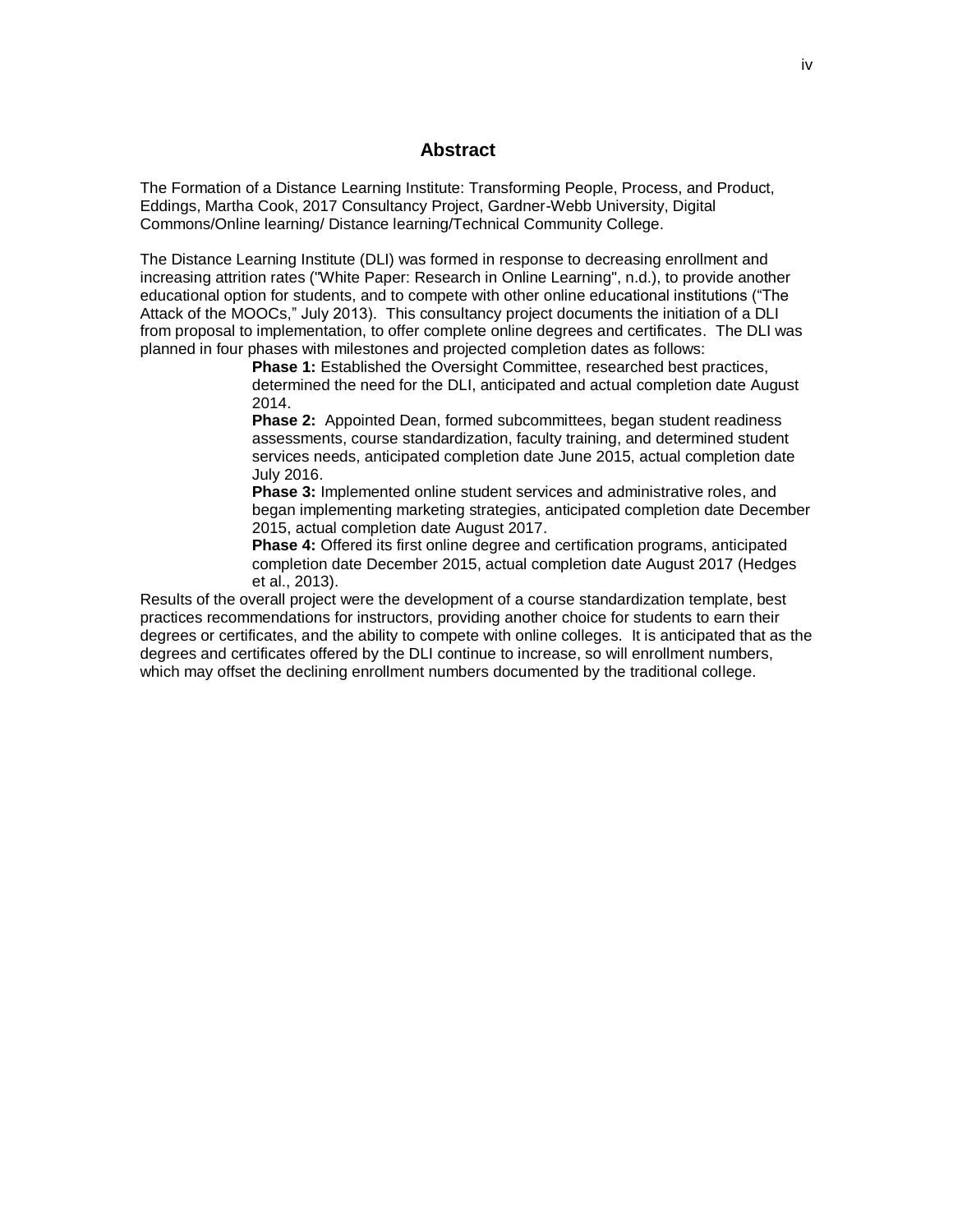# Abstract

The Formation of a Distance Learning Institute: Transforming People, Process, and Product, Eddings, Martha Cook, 2017 Consultancy Project, Gardner-Webb University, Digital Commons/Online learning/ Distance learning/Technical Community College.

The Distance Learning Institute (DLI) was formed in response to decreasing enrollment and increasing attrition rates ("White Paper: Research in Online Learning", n.d.), to provide another educational option for students, and to compete with other online educational institutions ("The Attack of the MOOCs," July 2013). This consultancy project documents the initiation of a DLI from proposal to implementation, to offer complete online degrees and certificates. The DLI was planned in four phases with milestones and projected completion dates as follows:

> **Phase 1:** Established the Oversight Committee, researched best practices, determined the need for the DLI, anticipated and actual completion date August 2014.
>
> **Phase 2:** Appointed Dean, formed subcommittees, began student readiness assessments, course standardization, faculty training, and determined student services needs, anticipated completion date June 2015, actual completion date July 2016.
>
> **Phase 3:** Implemented online student services and administrative roles, and began implementing marketing strategies, anticipated completion date December 2015, actual completion date August 2017.
>
> **Phase 4:** Offered its first online degree and certification programs, anticipated completion date December 2015, actual completion date August 2017 (Hedges et al., 2013).

Results of the overall project were the development of a course standardization template, best practices recommendations for instructors, providing another choice for students to earn their degrees or certificates, and the ability to compete with online colleges. It is anticipated that as the degrees and certificates offered by the DLI continue to increase, so will enrollment numbers, which may offset the declining enrollment numbers documented by the traditional college.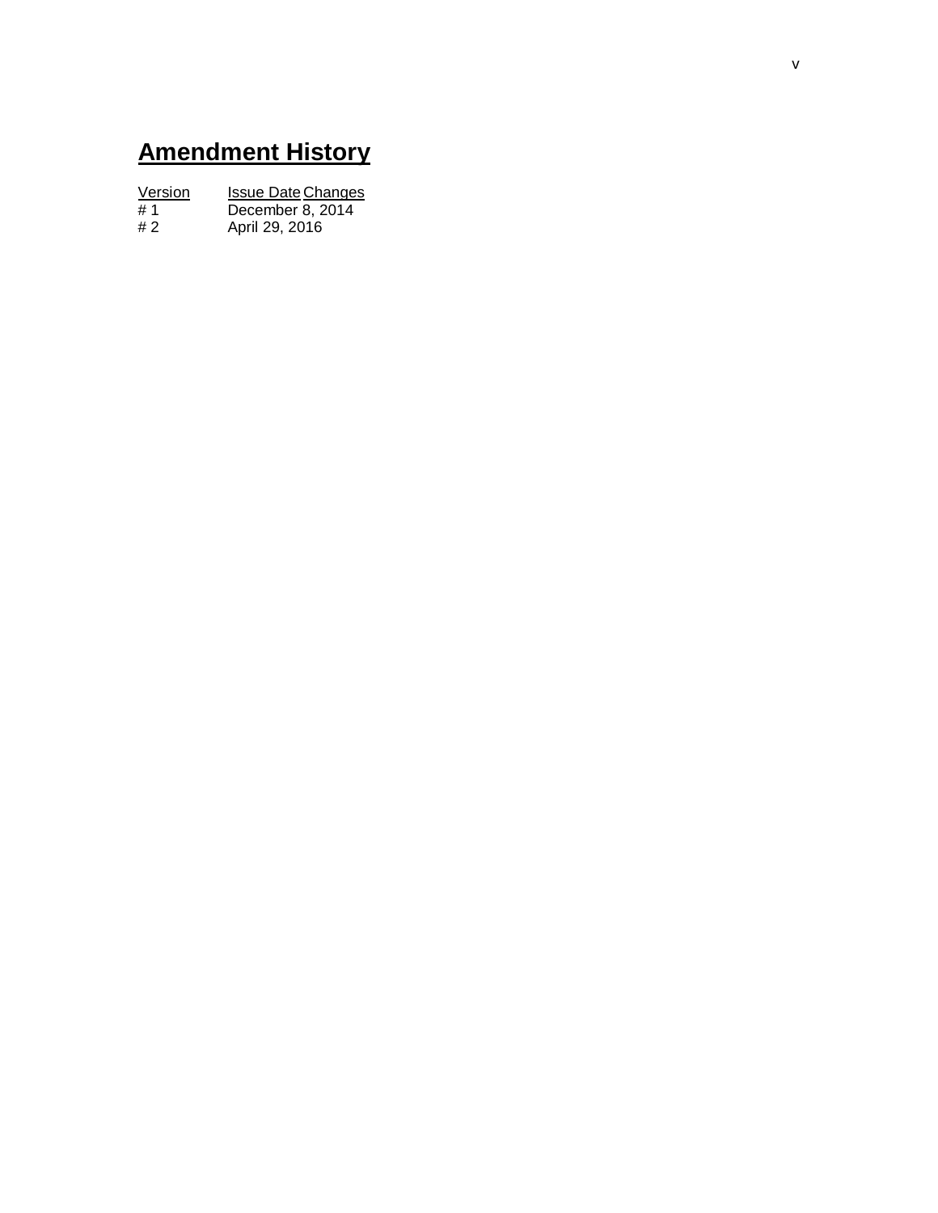# Amendment History

| Version | Issue Date | Changes |
| --- | --- | --- |
| # 1 | December 8, 2014 | |
| # 2 | April 29, 2016 | |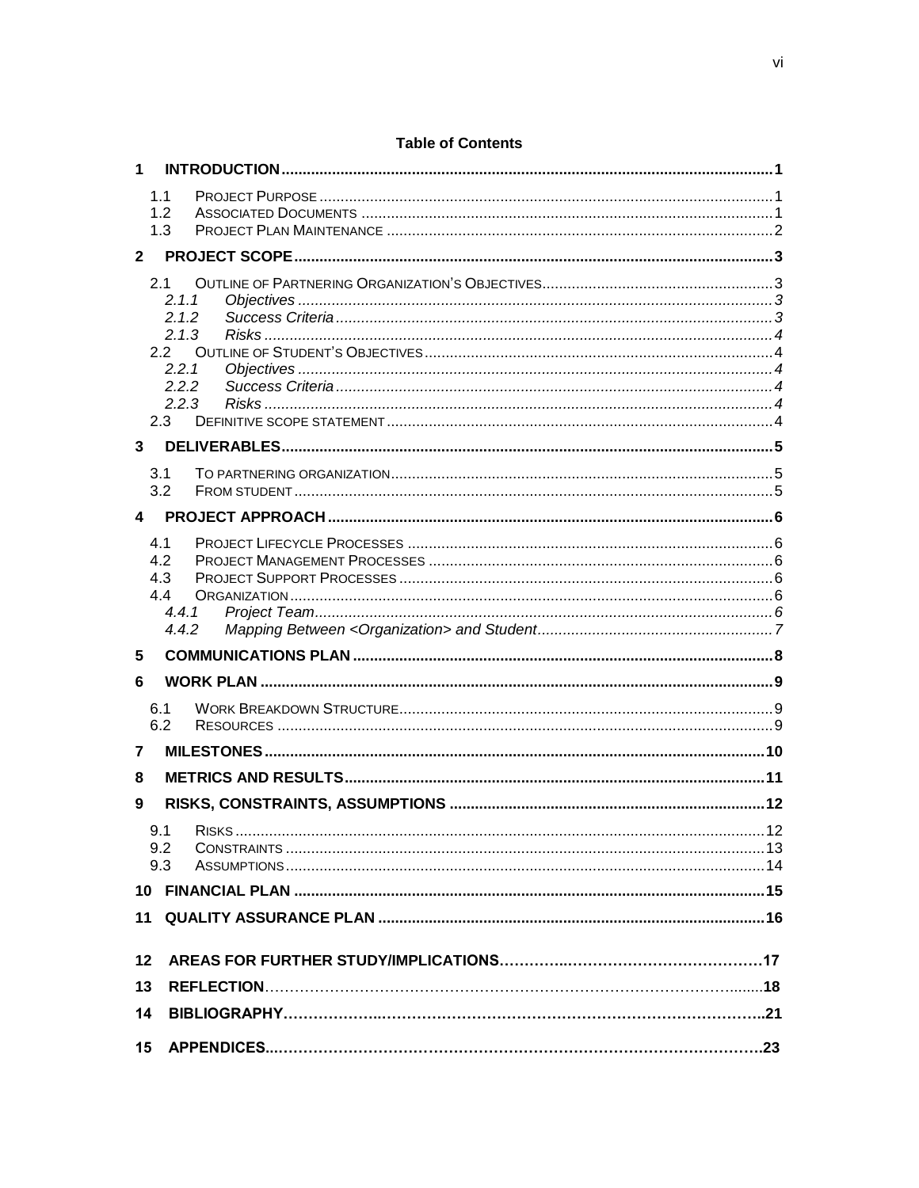## Table of Contents

**1 INTRODUCTION** .......... 1

- 1.1 PROJECT PURPOSE .......... 1
- 1.2 ASSOCIATED DOCUMENTS .......... 1
- 1.3 PROJECT PLAN MAINTENANCE .......... 2

**2 PROJECT SCOPE** .......... 3

- 2.1 OUTLINE OF PARTNERING ORGANIZATION'S OBJECTIVES .......... 3
  - *2.1.1 Objectives* .......... *3*
  - *2.1.2 Success Criteria* .......... *3*
  - *2.1.3 Risks* .......... *4*
- 2.2 OUTLINE OF STUDENT'S OBJECTIVES .......... 4
  - *2.2.1 Objectives* .......... *4*
  - *2.2.2 Success Criteria* .......... *4*
  - *2.2.3 Risks* .......... *4*
- 2.3 DEFINITIVE SCOPE STATEMENT .......... 4

**3 DELIVERABLES** .......... 5

- 3.1 TO PARTNERING ORGANIZATION .......... 5
- 3.2 FROM STUDENT .......... 5

**4 PROJECT APPROACH** .......... 6

- 4.1 PROJECT LIFECYCLE PROCESSES .......... 6
- 4.2 PROJECT MANAGEMENT PROCESSES .......... 6
- 4.3 PROJECT SUPPORT PROCESSES .......... 6
- 4.4 ORGANIZATION .......... 6
  - *4.4.1 Project Team* .......... *6*
  - *4.4.2 Mapping Between <Organization> and Student* .......... *7*

**5 COMMUNICATIONS PLAN** .......... 8

**6 WORK PLAN** .......... 9

- 6.1 WORK BREAKDOWN STRUCTURE .......... 9
- 6.2 RESOURCES .......... 9

**7 MILESTONES** .......... 10

**8 METRICS AND RESULTS** .......... 11

**9 RISKS, CONSTRAINTS, ASSUMPTIONS** .......... 12

- 9.1 RISKS .......... 12
- 9.2 CONSTRAINTS .......... 13
- 9.3 ASSUMPTIONS .......... 14

**10 FINANCIAL PLAN** .......... 15

**11 QUALITY ASSURANCE PLAN** .......... 16

**12 AREAS FOR FURTHER STUDY/IMPLICATIONS** .......... 17

**13 REFLECTION** .......... 18

**14 BIBLIOGRAPHY** .......... 21

**15 APPENDICES** .......... 23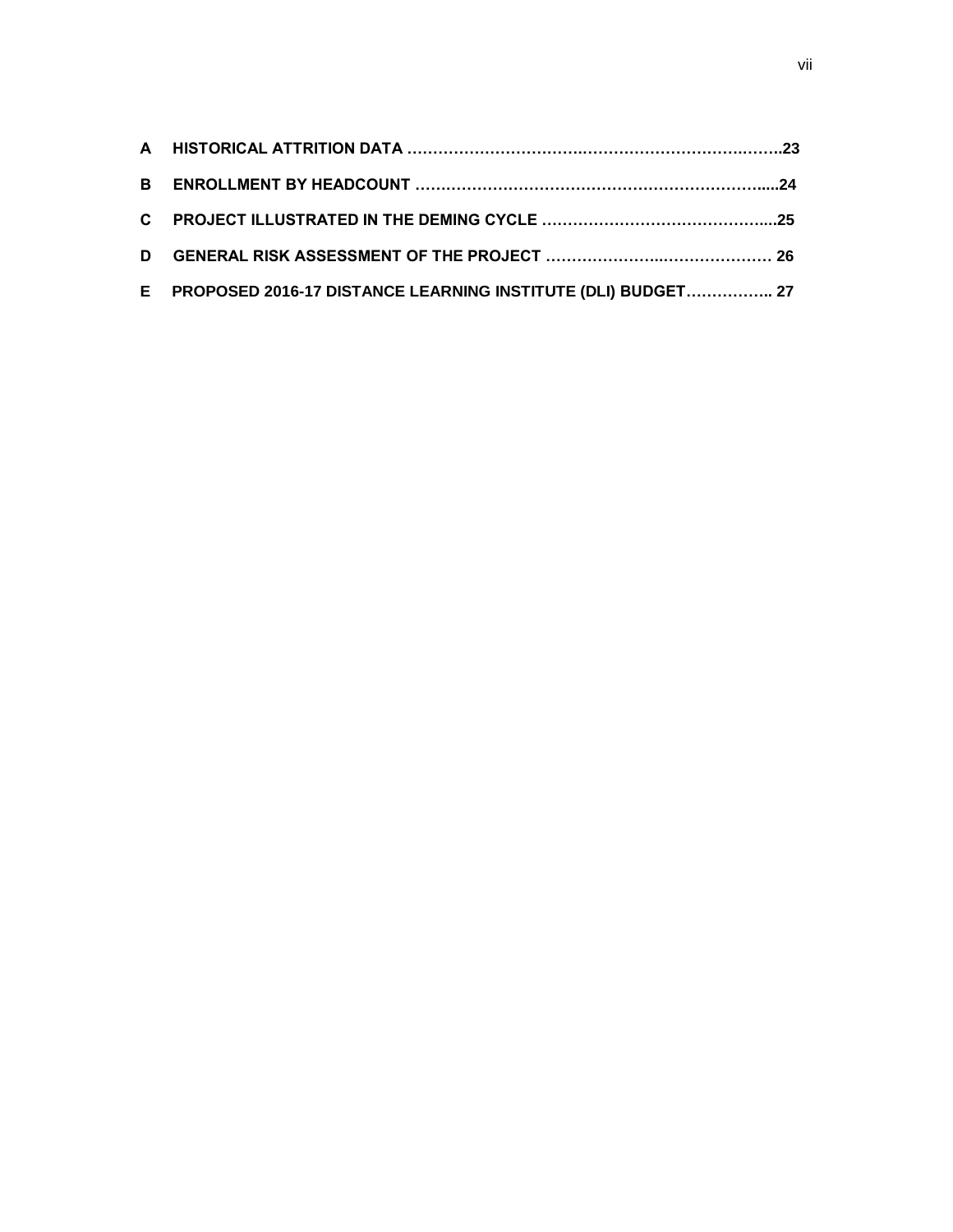**A HISTORICAL ATTRITION DATA ………………………….…………………………….…….23**

**B ENROLLMENT BY HEADCOUNT …………………………………………………………....24**

**C PROJECT ILLUSTRATED IN THE DEMING CYCLE ……………………………………....25**

**D GENERAL RISK ASSESSMENT OF THE PROJECT …………………..………………. 26**

**E PROPOSED 2016-17 DISTANCE LEARNING INSTITUTE (DLI) BUDGET…………….. 27**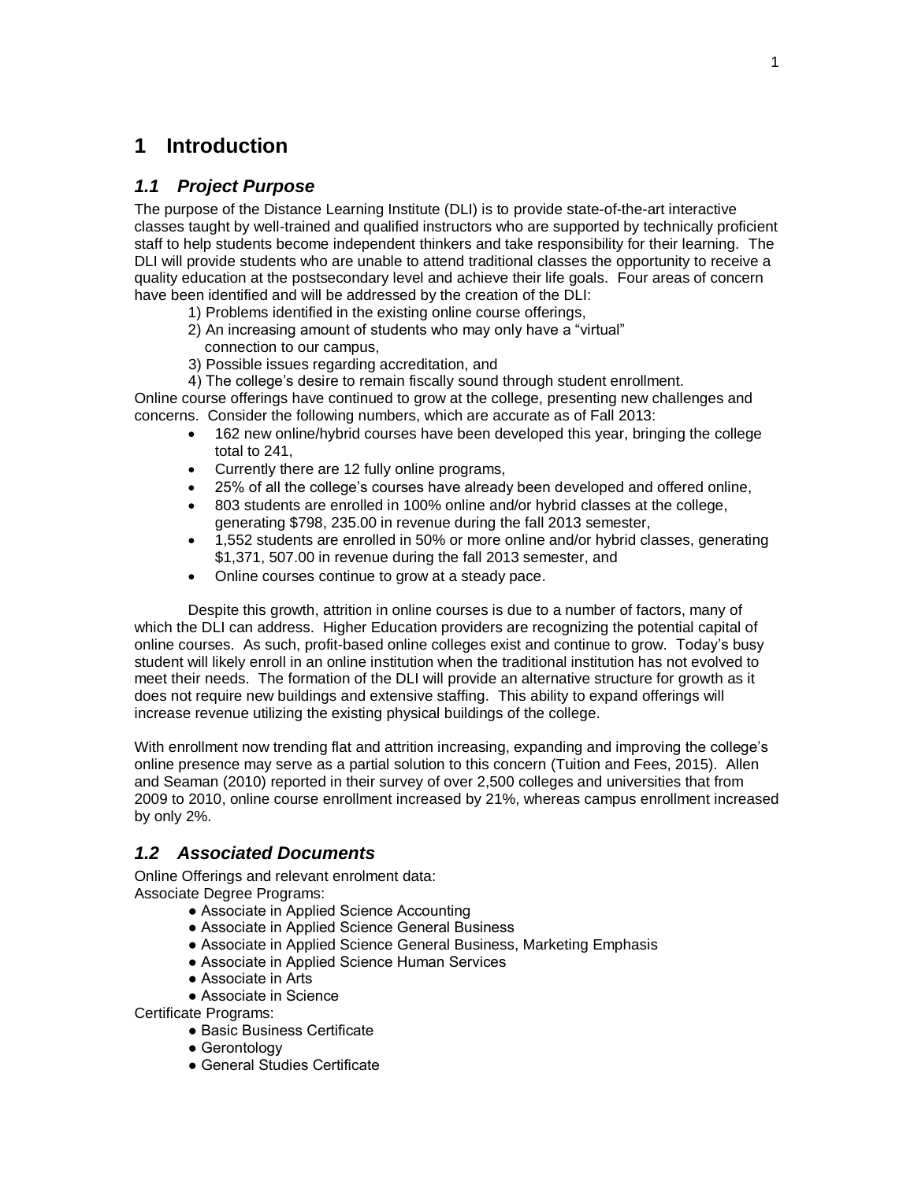# 1 Introduction

## *1.1 Project Purpose*

The purpose of the Distance Learning Institute (DLI) is to provide state-of-the-art interactive classes taught by well-trained and qualified instructors who are supported by technically proficient staff to help students become independent thinkers and take responsibility for their learning. The DLI will provide students who are unable to attend traditional classes the opportunity to receive a quality education at the postsecondary level and achieve their life goals. Four areas of concern have been identified and will be addressed by the creation of the DLI:

1) Problems identified in the existing online course offerings,
2) An increasing amount of students who may only have a "virtual" connection to our campus,
3) Possible issues regarding accreditation, and
4) The college's desire to remain fiscally sound through student enrollment.

Online course offerings have continued to grow at the college, presenting new challenges and concerns. Consider the following numbers, which are accurate as of Fall 2013:

- 162 new online/hybrid courses have been developed this year, bringing the college total to 241,
- Currently there are 12 fully online programs,
- 25% of all the college's courses have already been developed and offered online,
- 803 students are enrolled in 100% online and/or hybrid classes at the college, generating $798, 235.00 in revenue during the fall 2013 semester,
- 1,552 students are enrolled in 50% or more online and/or hybrid classes, generating $1,371, 507.00 in revenue during the fall 2013 semester, and
- Online courses continue to grow at a steady pace.

Despite this growth, attrition in online courses is due to a number of factors, many of which the DLI can address. Higher Education providers are recognizing the potential capital of online courses. As such, profit-based online colleges exist and continue to grow. Today's busy student will likely enroll in an online institution when the traditional institution has not evolved to meet their needs. The formation of the DLI will provide an alternative structure for growth as it does not require new buildings and extensive staffing. This ability to expand offerings will increase revenue utilizing the existing physical buildings of the college.

With enrollment now trending flat and attrition increasing, expanding and improving the college's online presence may serve as a partial solution to this concern (Tuition and Fees, 2015). Allen and Seaman (2010) reported in their survey of over 2,500 colleges and universities that from 2009 to 2010, online course enrollment increased by 21%, whereas campus enrollment increased by only 2%.

## *1.2 Associated Documents*

Online Offerings and relevant enrolment data:

Associate Degree Programs:

- Associate in Applied Science Accounting
- Associate in Applied Science General Business
- Associate in Applied Science General Business, Marketing Emphasis
- Associate in Applied Science Human Services
- Associate in Arts
- Associate in Science

Certificate Programs:

- Basic Business Certificate
- Gerontology
- General Studies Certificate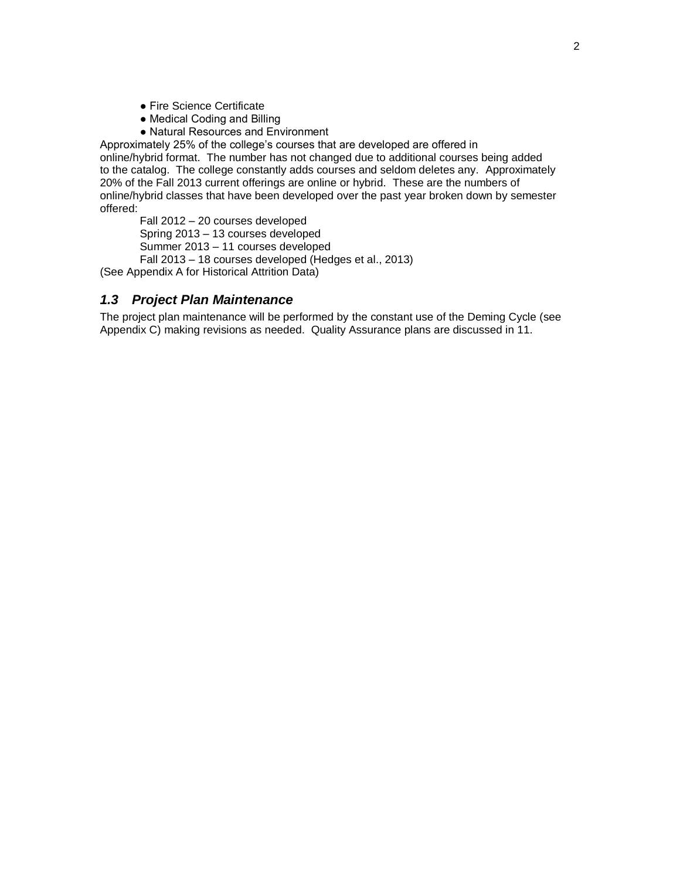- Fire Science Certificate
- Medical Coding and Billing
- Natural Resources and Environment

Approximately 25% of the college's courses that are developed are offered in online/hybrid format. The number has not changed due to additional courses being added to the catalog. The college constantly adds courses and seldom deletes any. Approximately 20% of the Fall 2013 current offerings are online or hybrid. These are the numbers of online/hybrid classes that have been developed over the past year broken down by semester offered:

Fall 2012 – 20 courses developed
Spring 2013 – 13 courses developed
Summer 2013 – 11 courses developed
Fall 2013 – 18 courses developed (Hedges et al., 2013)

(See Appendix A for Historical Attrition Data)

### *1.3 Project Plan Maintenance*

The project plan maintenance will be performed by the constant use of the Deming Cycle (see Appendix C) making revisions as needed. Quality Assurance plans are discussed in 11.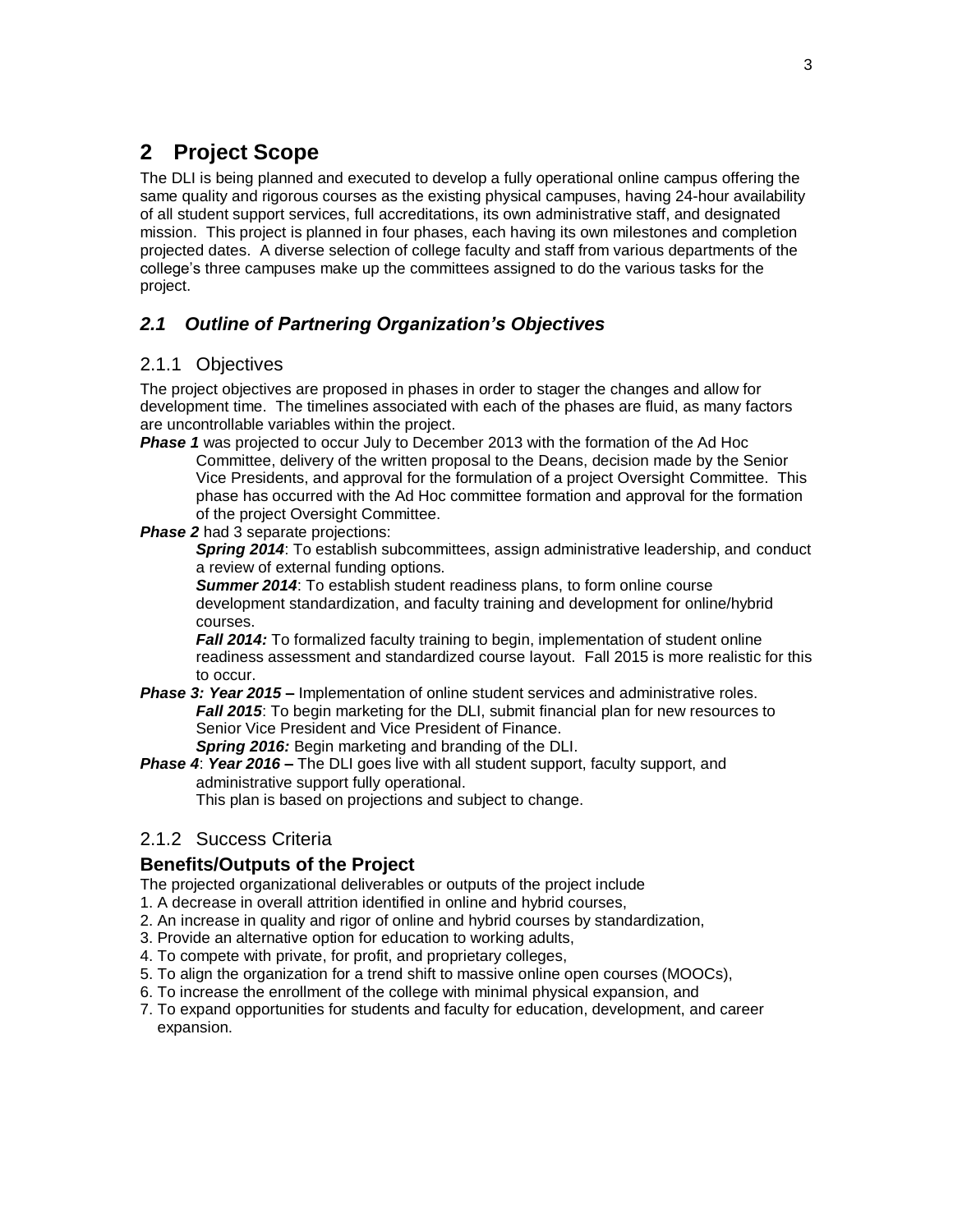# 2 Project Scope

The DLI is being planned and executed to develop a fully operational online campus offering the same quality and rigorous courses as the existing physical campuses, having 24-hour availability of all student support services, full accreditations, its own administrative staff, and designated mission. This project is planned in four phases, each having its own milestones and completion projected dates. A diverse selection of college faculty and staff from various departments of the college's three campuses make up the committees assigned to do the various tasks for the project.

## *2.1 Outline of Partnering Organization's Objectives*

### 2.1.1 Objectives

The project objectives are proposed in phases in order to stager the changes and allow for development time. The timelines associated with each of the phases are fluid, as many factors are uncontrollable variables within the project.

***Phase 1*** was projected to occur July to December 2013 with the formation of the Ad Hoc Committee, delivery of the written proposal to the Deans, decision made by the Senior Vice Presidents, and approval for the formulation of a project Oversight Committee. This phase has occurred with the Ad Hoc committee formation and approval for the formation of the project Oversight Committee.

***Phase 2*** had 3 separate projections:

> ***Spring 2014***: To establish subcommittees, assign administrative leadership, and conduct a review of external funding options.
>
> ***Summer 2014***: To establish student readiness plans, to form online course development standardization, and faculty training and development for online/hybrid courses.
>
> ***Fall 2014:*** To formalized faculty training to begin, implementation of student online readiness assessment and standardized course layout. Fall 2015 is more realistic for this to occur.

***Phase 3: Year 2015 –*** Implementation of online student services and administrative roles.

> ***Fall 2015***: To begin marketing for the DLI, submit financial plan for new resources to Senior Vice President and Vice President of Finance.
>
> ***Spring 2016:*** Begin marketing and branding of the DLI.

***Phase 4***: ***Year 2016 –*** The DLI goes live with all student support, faculty support, and administrative support fully operational.

> This plan is based on projections and subject to change.

### 2.1.2 Success Criteria

#### Benefits/Outputs of the Project

The projected organizational deliverables or outputs of the project include

1. A decrease in overall attrition identified in online and hybrid courses,
2. An increase in quality and rigor of online and hybrid courses by standardization,
3. Provide an alternative option for education to working adults,
4. To compete with private, for profit, and proprietary colleges,
5. To align the organization for a trend shift to massive online open courses (MOOCs),
6. To increase the enrollment of the college with minimal physical expansion, and
7. To expand opportunities for students and faculty for education, development, and career expansion.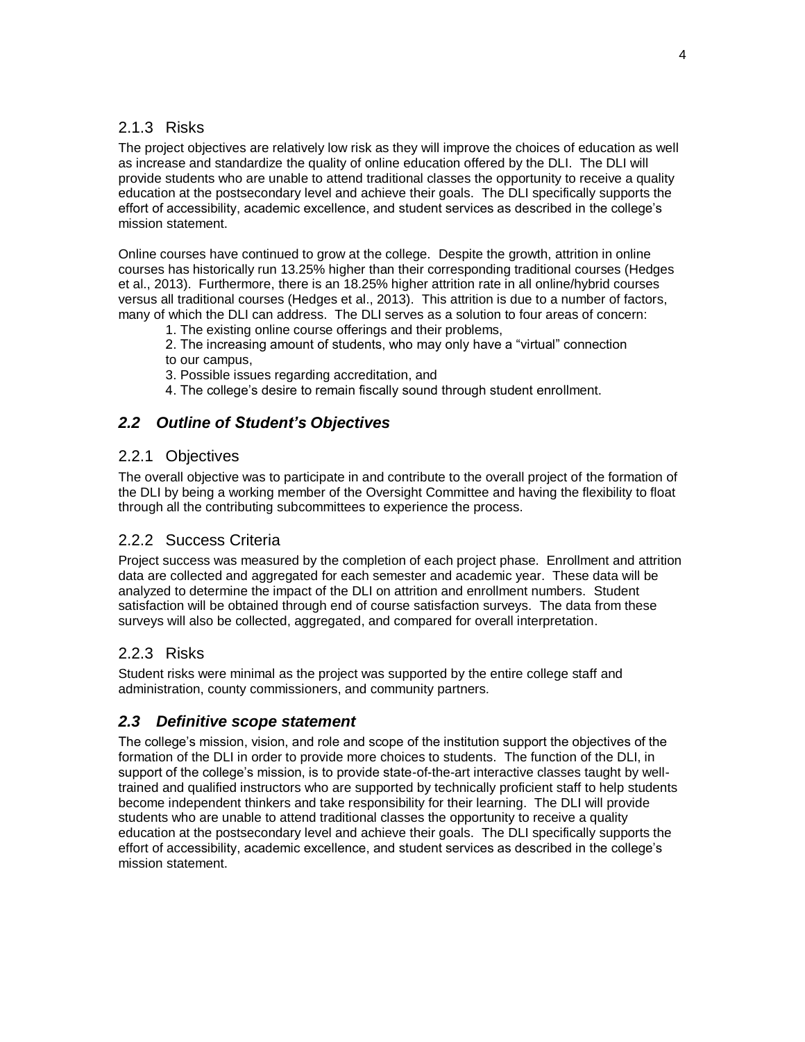### 2.1.3 Risks

The project objectives are relatively low risk as they will improve the choices of education as well as increase and standardize the quality of online education offered by the DLI. The DLI will provide students who are unable to attend traditional classes the opportunity to receive a quality education at the postsecondary level and achieve their goals. The DLI specifically supports the effort of accessibility, academic excellence, and student services as described in the college's mission statement.

Online courses have continued to grow at the college. Despite the growth, attrition in online courses has historically run 13.25% higher than their corresponding traditional courses (Hedges et al., 2013). Furthermore, there is an 18.25% higher attrition rate in all online/hybrid courses versus all traditional courses (Hedges et al., 2013). This attrition is due to a number of factors, many of which the DLI can address. The DLI serves as a solution to four areas of concern:

1. The existing online course offerings and their problems,
2. The increasing amount of students, who may only have a "virtual" connection to our campus,
3. Possible issues regarding accreditation, and
4. The college's desire to remain fiscally sound through student enrollment.

## *2.2 Outline of Student's Objectives*

### 2.2.1 Objectives

The overall objective was to participate in and contribute to the overall project of the formation of the DLI by being a working member of the Oversight Committee and having the flexibility to float through all the contributing subcommittees to experience the process.

### 2.2.2 Success Criteria

Project success was measured by the completion of each project phase. Enrollment and attrition data are collected and aggregated for each semester and academic year. These data will be analyzed to determine the impact of the DLI on attrition and enrollment numbers. Student satisfaction will be obtained through end of course satisfaction surveys. The data from these surveys will also be collected, aggregated, and compared for overall interpretation.

### 2.2.3 Risks

Student risks were minimal as the project was supported by the entire college staff and administration, county commissioners, and community partners.

## *2.3 Definitive scope statement*

The college's mission, vision, and role and scope of the institution support the objectives of the formation of the DLI in order to provide more choices to students. The function of the DLI, in support of the college's mission, is to provide state-of-the-art interactive classes taught by well-trained and qualified instructors who are supported by technically proficient staff to help students become independent thinkers and take responsibility for their learning. The DLI will provide students who are unable to attend traditional classes the opportunity to receive a quality education at the postsecondary level and achieve their goals. The DLI specifically supports the effort of accessibility, academic excellence, and student services as described in the college's mission statement.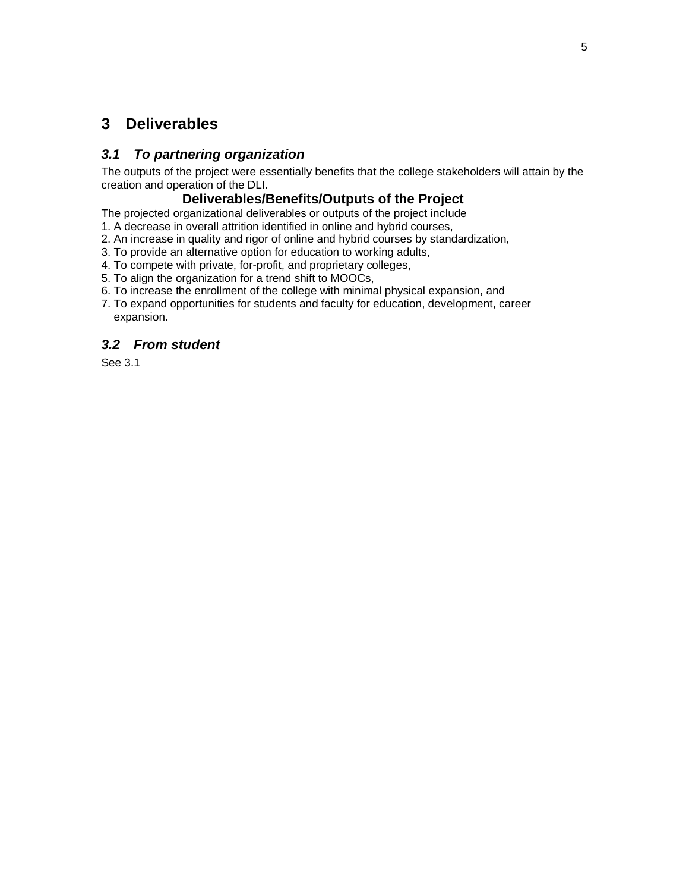# 3 Deliverables

## *3.1 To partnering organization*

The outputs of the project were essentially benefits that the college stakeholders will attain by the creation and operation of the DLI.

**Deliverables/Benefits/Outputs of the Project**

The projected organizational deliverables or outputs of the project include

1. A decrease in overall attrition identified in online and hybrid courses,
2. An increase in quality and rigor of online and hybrid courses by standardization,
3. To provide an alternative option for education to working adults,
4. To compete with private, for-profit, and proprietary colleges,
5. To align the organization for a trend shift to MOOCs,
6. To increase the enrollment of the college with minimal physical expansion, and
7. To expand opportunities for students and faculty for education, development, career expansion.

## *3.2 From student*

See 3.1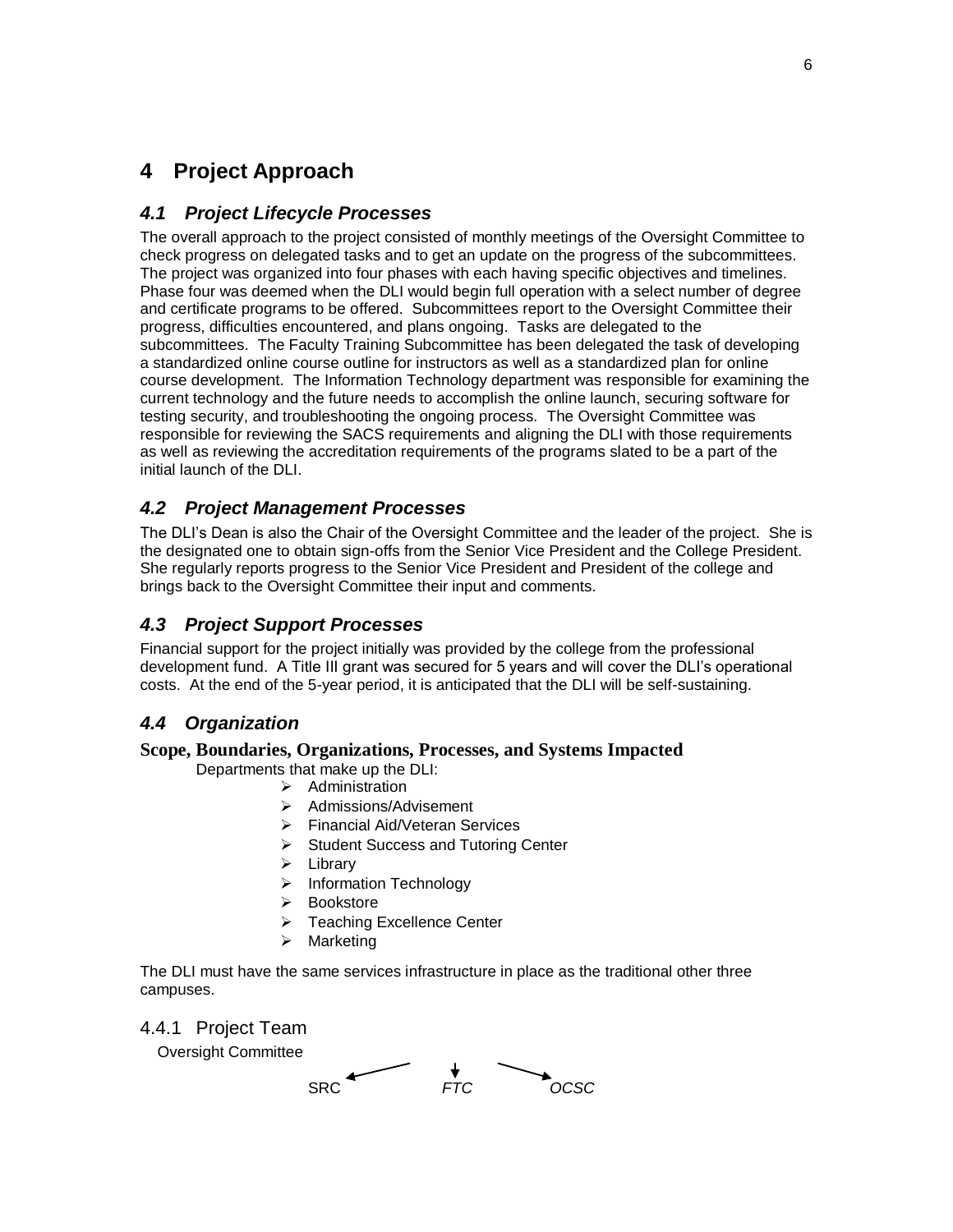# 4 Project Approach

## *4.1 Project Lifecycle Processes*

The overall approach to the project consisted of monthly meetings of the Oversight Committee to check progress on delegated tasks and to get an update on the progress of the subcommittees. The project was organized into four phases with each having specific objectives and timelines. Phase four was deemed when the DLI would begin full operation with a select number of degree and certificate programs to be offered. Subcommittees report to the Oversight Committee their progress, difficulties encountered, and plans ongoing. Tasks are delegated to the subcommittees. The Faculty Training Subcommittee has been delegated the task of developing a standardized online course outline for instructors as well as a standardized plan for online course development. The Information Technology department was responsible for examining the current technology and the future needs to accomplish the online launch, securing software for testing security, and troubleshooting the ongoing process. The Oversight Committee was responsible for reviewing the SACS requirements and aligning the DLI with those requirements as well as reviewing the accreditation requirements of the programs slated to be a part of the initial launch of the DLI.

## *4.2 Project Management Processes*

The DLI's Dean is also the Chair of the Oversight Committee and the leader of the project. She is the designated one to obtain sign-offs from the Senior Vice President and the College President. She regularly reports progress to the Senior Vice President and President of the college and brings back to the Oversight Committee their input and comments.

## *4.3 Project Support Processes*

Financial support for the project initially was provided by the college from the professional development fund. A Title III grant was secured for 5 years and will cover the DLI's operational costs. At the end of the 5-year period, it is anticipated that the DLI will be self-sustaining.

## *4.4 Organization*

**Scope, Boundaries, Organizations, Processes, and Systems Impacted**

Departments that make up the DLI:

- Administration
- Admissions/Advisement
- Financial Aid/Veteran Services
- Student Success and Tutoring Center
- Library
- Information Technology
- Bookstore
- Teaching Excellence Center
- Marketing

The DLI must have the same services infrastructure in place as the traditional other three campuses.

### 4.4.1 Project Team

Oversight Committee

SRC ← ↓ *FTC* → *OCSC*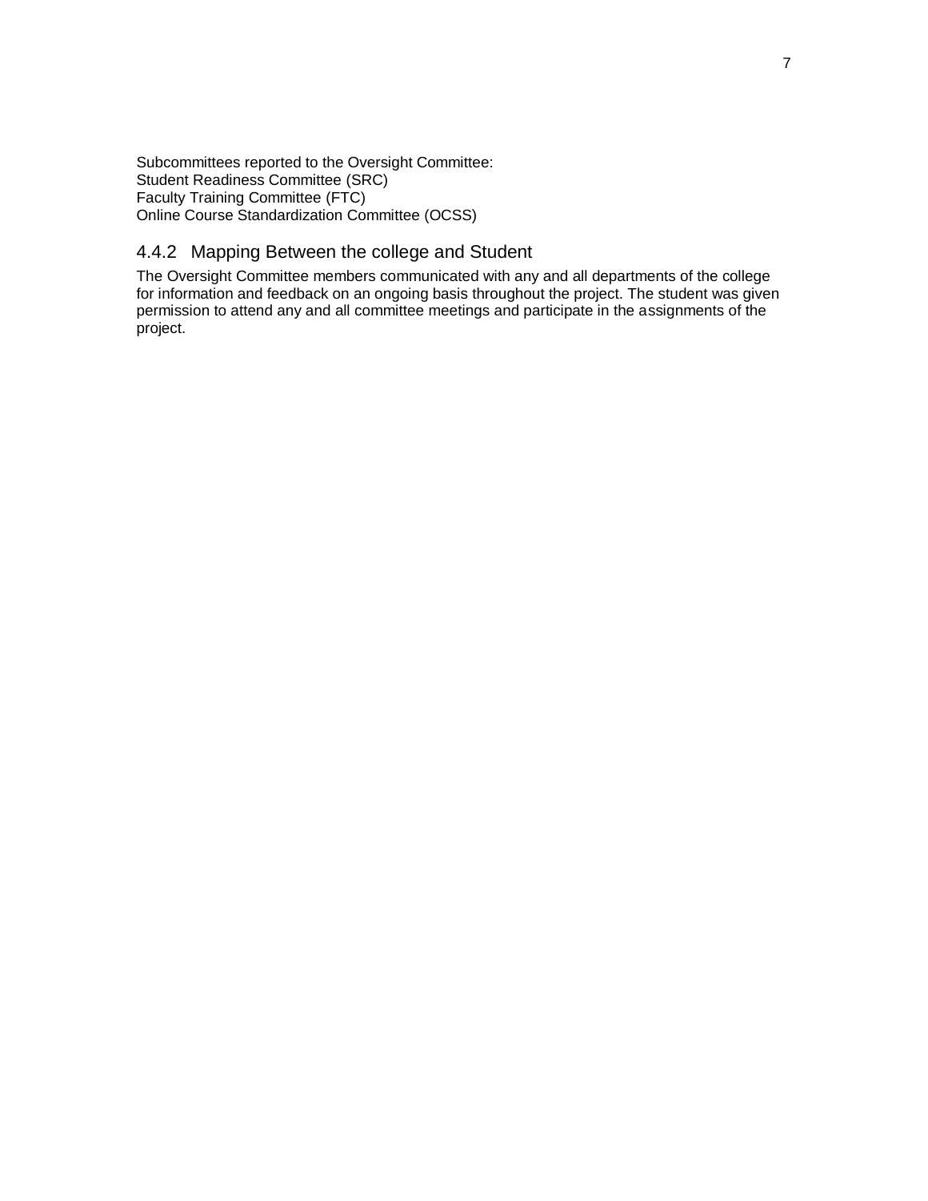Subcommittees reported to the Oversight Committee:
Student Readiness Committee (SRC)
Faculty Training Committee (FTC)
Online Course Standardization Committee (OCSS)

### 4.4.2 Mapping Between the college and Student

The Oversight Committee members communicated with any and all departments of the college for information and feedback on an ongoing basis throughout the project. The student was given permission to attend any and all committee meetings and participate in the assignments of the project.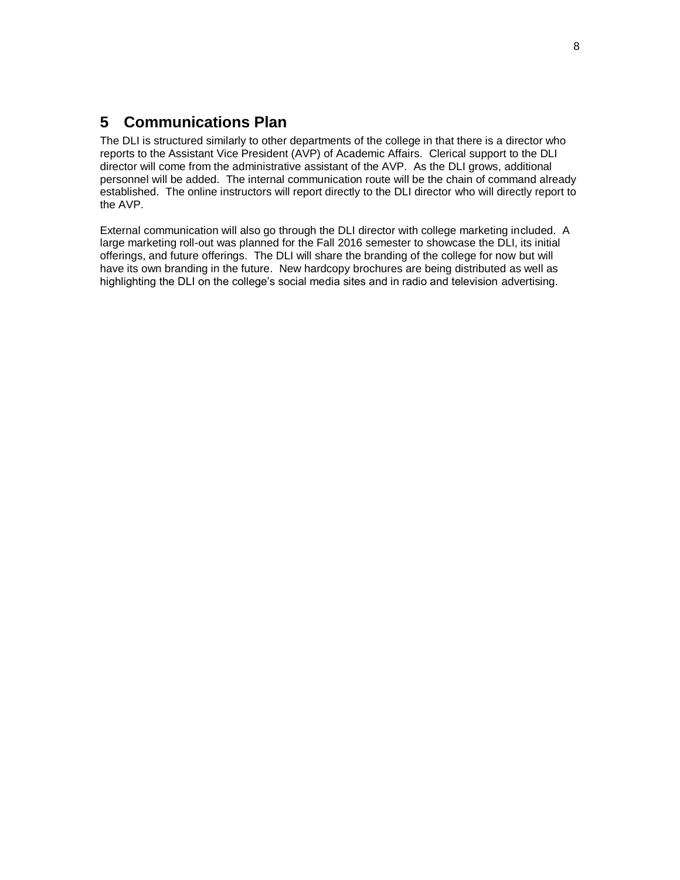# 5 Communications Plan

The DLI is structured similarly to other departments of the college in that there is a director who reports to the Assistant Vice President (AVP) of Academic Affairs. Clerical support to the DLI director will come from the administrative assistant of the AVP. As the DLI grows, additional personnel will be added. The internal communication route will be the chain of command already established. The online instructors will report directly to the DLI director who will directly report to the AVP.

External communication will also go through the DLI director with college marketing included. A large marketing roll-out was planned for the Fall 2016 semester to showcase the DLI, its initial offerings, and future offerings. The DLI will share the branding of the college for now but will have its own branding in the future. New hardcopy brochures are being distributed as well as highlighting the DLI on the college's social media sites and in radio and television advertising.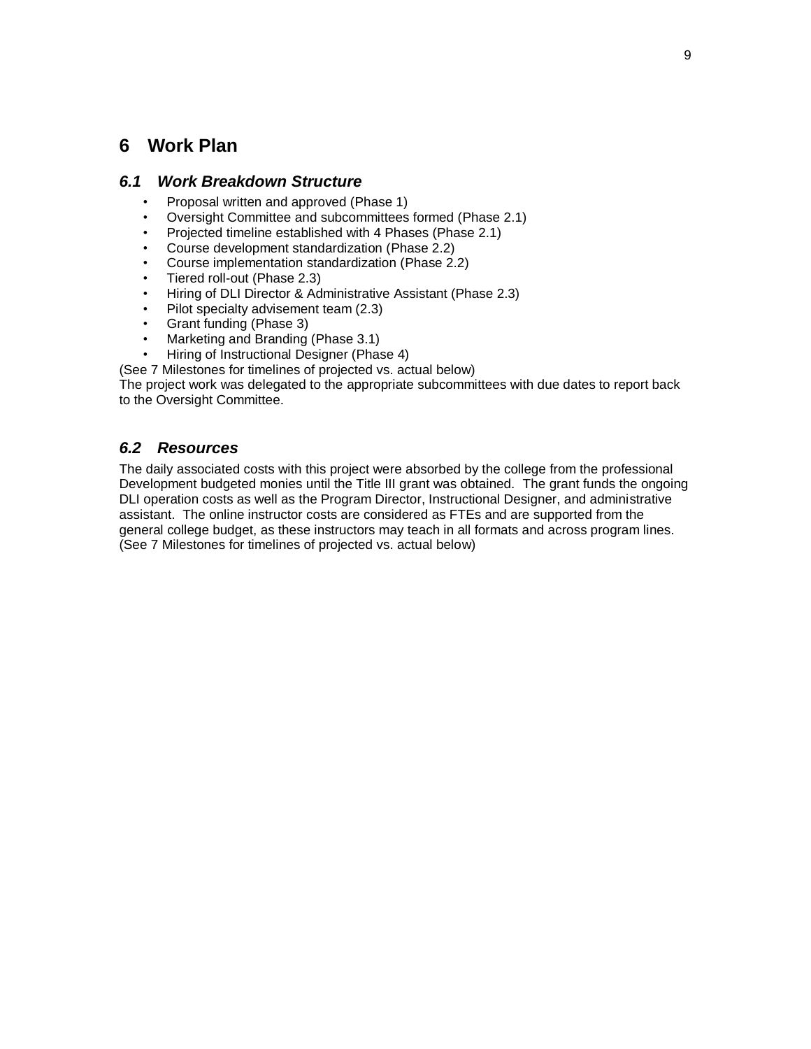# 6 Work Plan

## *6.1 Work Breakdown Structure*

- Proposal written and approved (Phase 1)
- Oversight Committee and subcommittees formed (Phase 2.1)
- Projected timeline established with 4 Phases (Phase 2.1)
- Course development standardization (Phase 2.2)
- Course implementation standardization (Phase 2.2)
- Tiered roll-out (Phase 2.3)
- Hiring of DLI Director & Administrative Assistant (Phase 2.3)
- Pilot specialty advisement team (2.3)
- Grant funding (Phase 3)
- Marketing and Branding (Phase 3.1)
- Hiring of Instructional Designer (Phase 4)

(See 7 Milestones for timelines of projected vs. actual below)
The project work was delegated to the appropriate subcommittees with due dates to report back to the Oversight Committee.

## *6.2 Resources*

The daily associated costs with this project were absorbed by the college from the professional Development budgeted monies until the Title III grant was obtained. The grant funds the ongoing DLI operation costs as well as the Program Director, Instructional Designer, and administrative assistant. The online instructor costs are considered as FTEs and are supported from the general college budget, as these instructors may teach in all formats and across program lines. (See 7 Milestones for timelines of projected vs. actual below)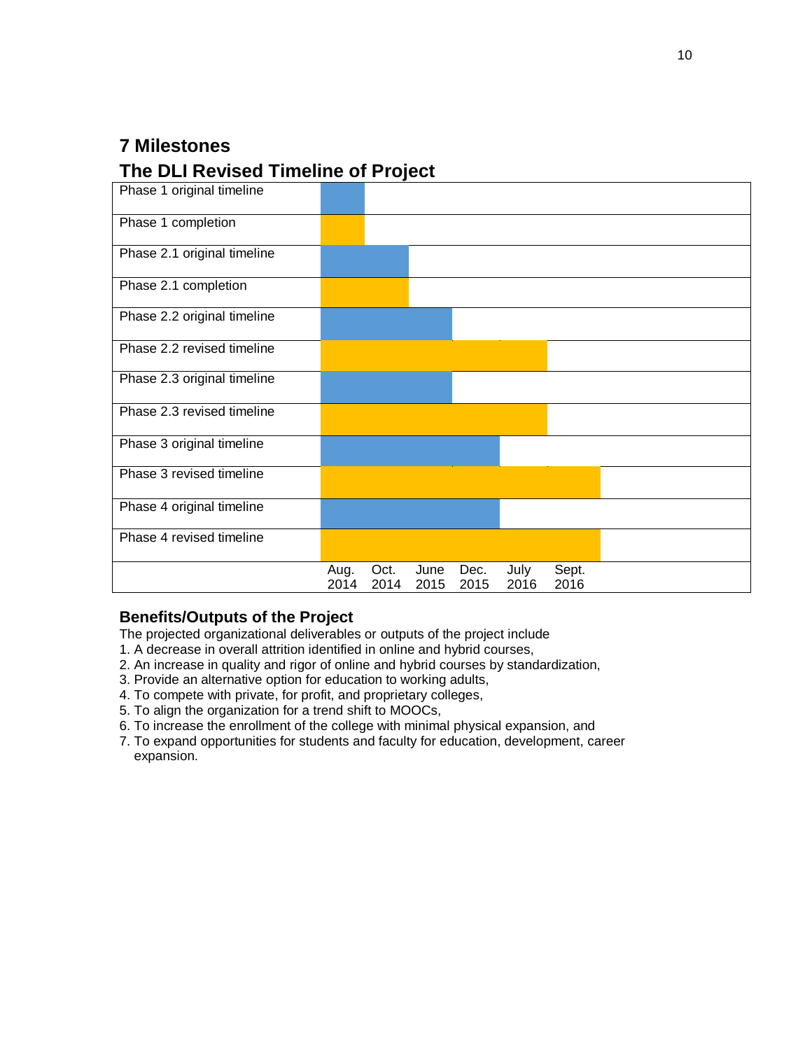## 7 Milestones

## The DLI Revised Timeline of Project

| | Aug. 2014 | Oct. 2014 | June 2015 | Dec. 2015 | July 2016 | Sept. 2016 |
|---|---|---|---|---|---|---|
| Phase 1 original timeline | ■ | | | | | |
| Phase 1 completion | ■ | | | | | |
| Phase 2.1 original timeline | ■ | ■ | | | | |
| Phase 2.1 completion | ■ | ■ | | | | |
| Phase 2.2 original timeline | ■ | ■ | ■ | | | |
| Phase 2.2 revised timeline | ■ | ■ | ■ | ■ | ■ | |
| Phase 2.3 original timeline | ■ | ■ | ■ | | | |
| Phase 2.3 revised timeline | ■ | ■ | ■ | ■ | ■ | |
| Phase 3 original timeline | ■ | ■ | ■ | ■ | | |
| Phase 3 revised timeline | ■ | ■ | ■ | ■ | ■ | ■ |
| Phase 4 original timeline | ■ | ■ | ■ | ■ | | |
| Phase 4 revised timeline | ■ | ■ | ■ | ■ | ■ | ■ |

### Benefits/Outputs of the Project

The projected organizational deliverables or outputs of the project include

1. A decrease in overall attrition identified in online and hybrid courses,
2. An increase in quality and rigor of online and hybrid courses by standardization,
3. Provide an alternative option for education to working adults,
4. To compete with private, for profit, and proprietary colleges,
5. To align the organization for a trend shift to MOOCs,
6. To increase the enrollment of the college with minimal physical expansion, and
7. To expand opportunities for students and faculty for education, development, career expansion.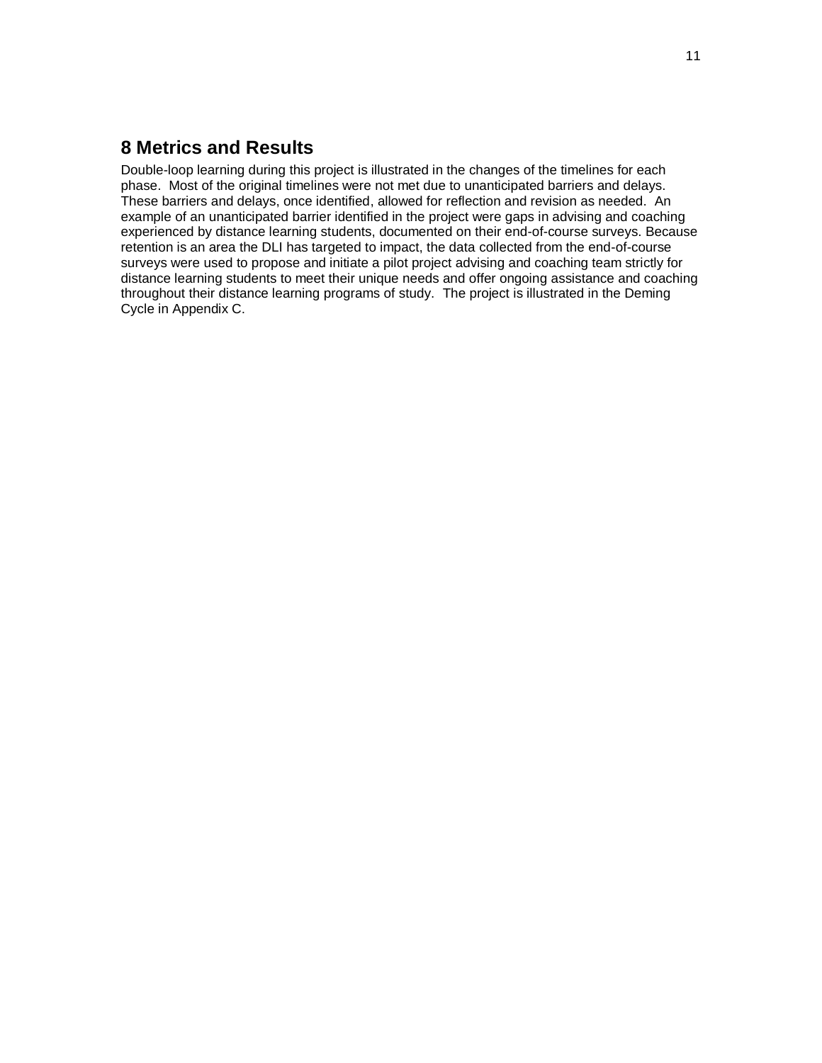## 8 Metrics and Results

Double-loop learning during this project is illustrated in the changes of the timelines for each phase. Most of the original timelines were not met due to unanticipated barriers and delays. These barriers and delays, once identified, allowed for reflection and revision as needed. An example of an unanticipated barrier identified in the project were gaps in advising and coaching experienced by distance learning students, documented on their end-of-course surveys. Because retention is an area the DLI has targeted to impact, the data collected from the end-of-course surveys were used to propose and initiate a pilot project advising and coaching team strictly for distance learning students to meet their unique needs and offer ongoing assistance and coaching throughout their distance learning programs of study. The project is illustrated in the Deming Cycle in Appendix C.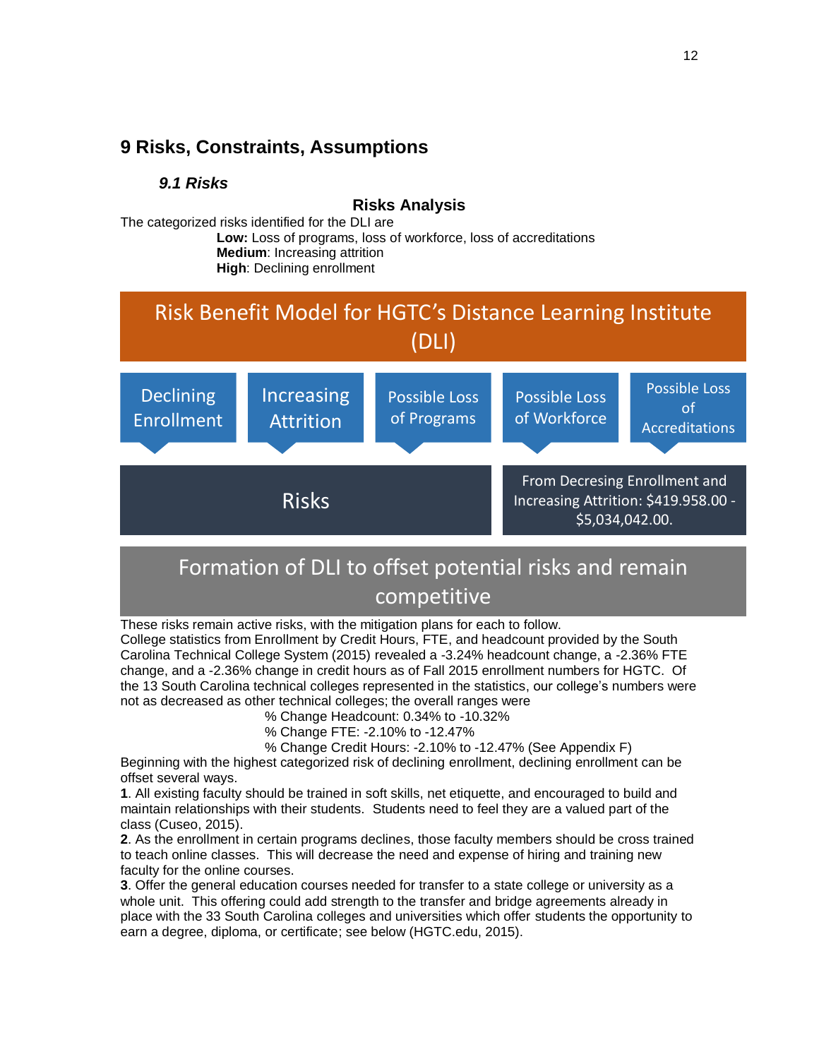# 9 Risks, Constraints, Assumptions

## *9.1 Risks*

**Risks Analysis**

The categorized risks identified for the DLI are

**Low:** Loss of programs, loss of workforce, loss of accreditations
**Medium**: Increasing attrition
**High**: Declining enrollment

Risk Benefit Model for HGTC's Distance Learning Institute (DLI)

Declining Enrollment | Increasing Attrition | Possible Loss of Programs | Possible Loss of Workforce | Possible Loss of Accreditations

Risks

From Decresing Enrollment and Increasing Attrition: $419.958.00 - $5,034,042.00.

Formation of DLI to offset potential risks and remain competitive

These risks remain active risks, with the mitigation plans for each to follow.
College statistics from Enrollment by Credit Hours, FTE, and headcount provided by the South Carolina Technical College System (2015) revealed a -3.24% headcount change, a -2.36% FTE change, and a -2.36% change in credit hours as of Fall 2015 enrollment numbers for HGTC. Of the 13 South Carolina technical colleges represented in the statistics, our college's numbers were not as decreased as other technical colleges; the overall ranges were

% Change Headcount: 0.34% to -10.32%
% Change FTE: -2.10% to -12.47%
% Change Credit Hours: -2.10% to -12.47% (See Appendix F)

Beginning with the highest categorized risk of declining enrollment, declining enrollment can be offset several ways.

**1**. All existing faculty should be trained in soft skills, net etiquette, and encouraged to build and maintain relationships with their students. Students need to feel they are a valued part of the class (Cuseo, 2015).

**2**. As the enrollment in certain programs declines, those faculty members should be cross trained to teach online classes. This will decrease the need and expense of hiring and training new faculty for the online courses.

**3**. Offer the general education courses needed for transfer to a state college or university as a whole unit. This offering could add strength to the transfer and bridge agreements already in place with the 33 South Carolina colleges and universities which offer students the opportunity to earn a degree, diploma, or certificate; see below (HGTC.edu, 2015).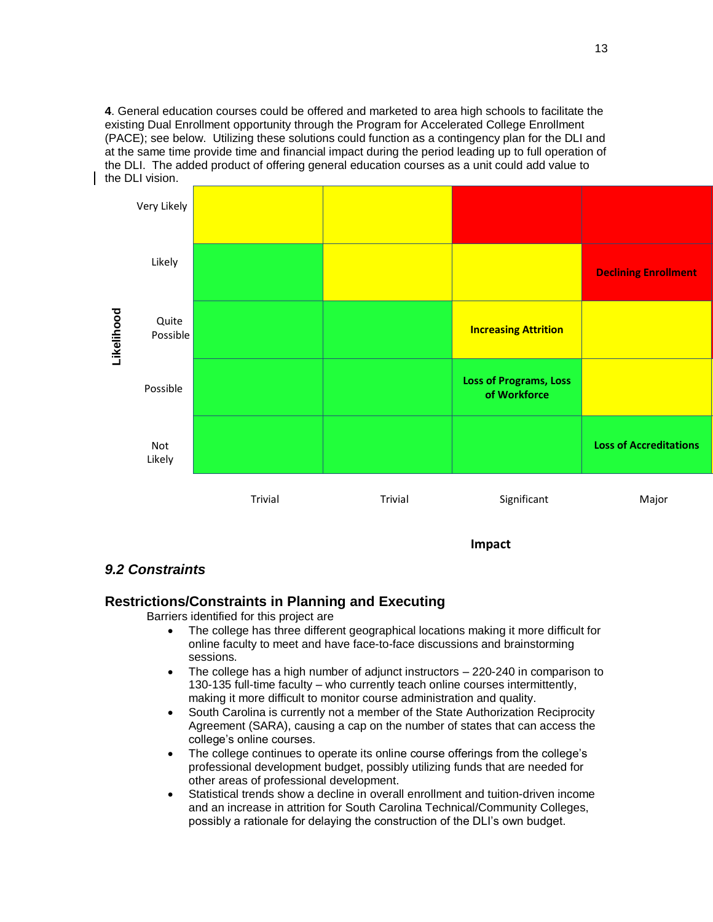**4**. General education courses could be offered and marketed to area high schools to facilitate the existing Dual Enrollment opportunity through the Program for Accelerated College Enrollment (PACE); see below. Utilizing these solutions could function as a contingency plan for the DLI and at the same time provide time and financial impact during the period leading up to full operation of the DLI. The added product of offering general education courses as a unit could add value to the DLI vision.

| Likelihood | Trivial | Trivial | Significant | Major |
|---|---|---|---|---|
| Very Likely | | | | |
| Likely | | | | **Declining Enrollment** |
| Quite Possible | | | **Increasing Attrition** | |
| Possible | | | **Loss of Programs, Loss of Workforce** | |
| Not Likely | | | | **Loss of Accreditations** |

**Impact**

## *9.2 Constraints*

### Restrictions/Constraints in Planning and Executing

Barriers identified for this project are

- The college has three different geographical locations making it more difficult for online faculty to meet and have face-to-face discussions and brainstorming sessions.
- The college has a high number of adjunct instructors – 220-240 in comparison to 130-135 full-time faculty – who currently teach online courses intermittently, making it more difficult to monitor course administration and quality.
- South Carolina is currently not a member of the State Authorization Reciprocity Agreement (SARA), causing a cap on the number of states that can access the college's online courses.
- The college continues to operate its online course offerings from the college's professional development budget, possibly utilizing funds that are needed for other areas of professional development.
- Statistical trends show a decline in overall enrollment and tuition-driven income and an increase in attrition for South Carolina Technical/Community Colleges, possibly a rationale for delaying the construction of the DLI's own budget.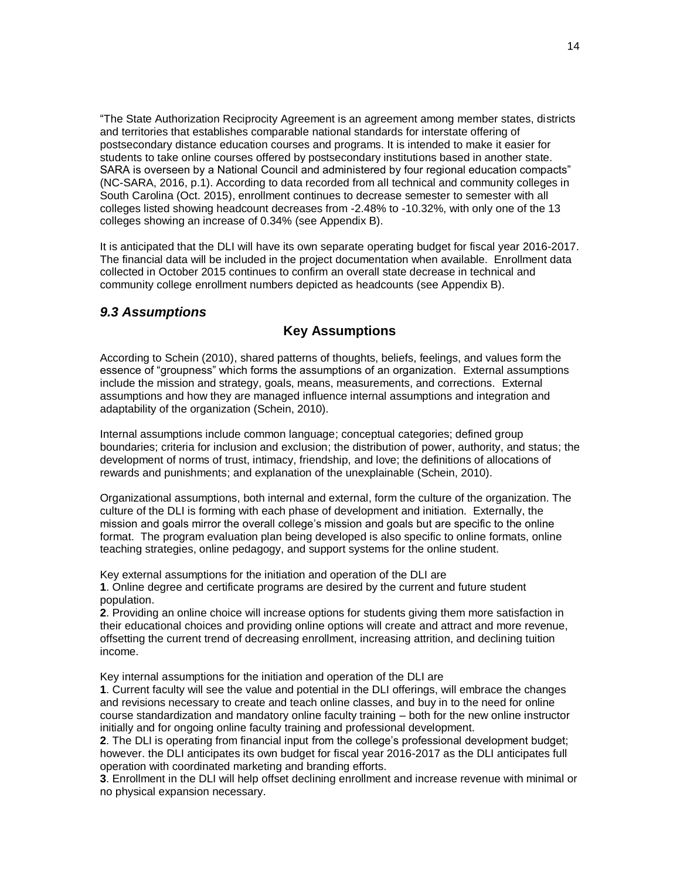"The State Authorization Reciprocity Agreement is an agreement among member states, districts and territories that establishes comparable national standards for interstate offering of postsecondary distance education courses and programs. It is intended to make it easier for students to take online courses offered by postsecondary institutions based in another state. SARA is overseen by a National Council and administered by four regional education compacts" (NC-SARA, 2016, p.1). According to data recorded from all technical and community colleges in South Carolina (Oct. 2015), enrollment continues to decrease semester to semester with all colleges listed showing headcount decreases from -2.48% to -10.32%, with only one of the 13 colleges showing an increase of 0.34% (see Appendix B).

It is anticipated that the DLI will have its own separate operating budget for fiscal year 2016-2017. The financial data will be included in the project documentation when available. Enrollment data collected in October 2015 continues to confirm an overall state decrease in technical and community college enrollment numbers depicted as headcounts (see Appendix B).

## *9.3 Assumptions*

### Key Assumptions

According to Schein (2010), shared patterns of thoughts, beliefs, feelings, and values form the essence of "groupness" which forms the assumptions of an organization. External assumptions include the mission and strategy, goals, means, measurements, and corrections. External assumptions and how they are managed influence internal assumptions and integration and adaptability of the organization (Schein, 2010).

Internal assumptions include common language; conceptual categories; defined group boundaries; criteria for inclusion and exclusion; the distribution of power, authority, and status; the development of norms of trust, intimacy, friendship, and love; the definitions of allocations of rewards and punishments; and explanation of the unexplainable (Schein, 2010).

Organizational assumptions, both internal and external, form the culture of the organization. The culture of the DLI is forming with each phase of development and initiation. Externally, the mission and goals mirror the overall college's mission and goals but are specific to the online format. The program evaluation plan being developed is also specific to online formats, online teaching strategies, online pedagogy, and support systems for the online student.

Key external assumptions for the initiation and operation of the DLI are

**1**. Online degree and certificate programs are desired by the current and future student population.

**2**. Providing an online choice will increase options for students giving them more satisfaction in their educational choices and providing online options will create and attract and more revenue, offsetting the current trend of decreasing enrollment, increasing attrition, and declining tuition income.

Key internal assumptions for the initiation and operation of the DLI are

**1**. Current faculty will see the value and potential in the DLI offerings, will embrace the changes and revisions necessary to create and teach online classes, and buy in to the need for online course standardization and mandatory online faculty training – both for the new online instructor initially and for ongoing online faculty training and professional development.

**2**. The DLI is operating from financial input from the college's professional development budget; however. the DLI anticipates its own budget for fiscal year 2016-2017 as the DLI anticipates full operation with coordinated marketing and branding efforts.

**3**. Enrollment in the DLI will help offset declining enrollment and increase revenue with minimal or no physical expansion necessary.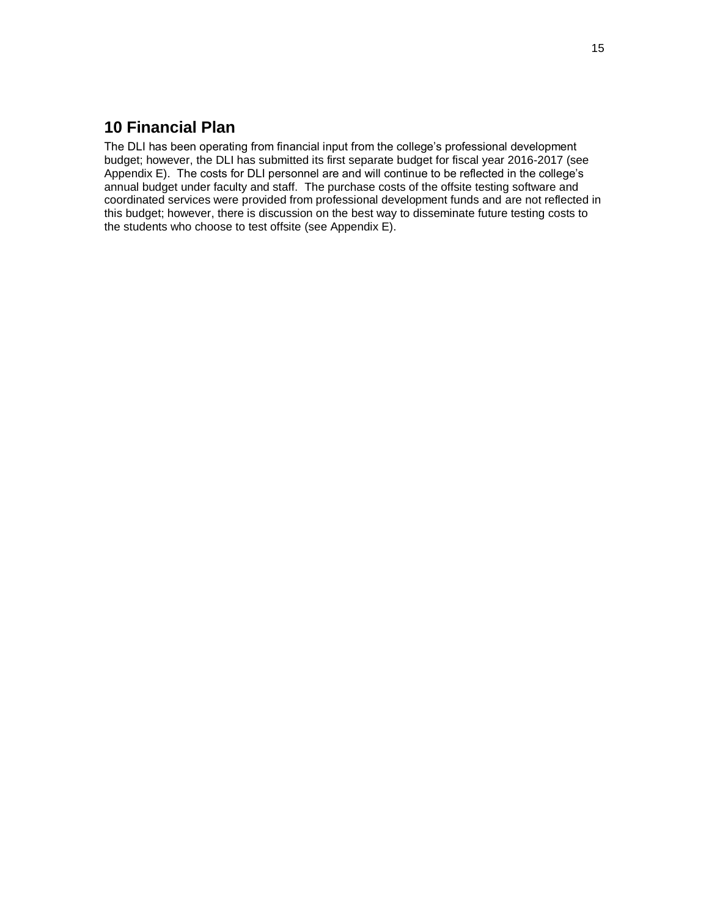## 10 Financial Plan

The DLI has been operating from financial input from the college's professional development budget; however, the DLI has submitted its first separate budget for fiscal year 2016-2017 (see Appendix E). The costs for DLI personnel are and will continue to be reflected in the college's annual budget under faculty and staff. The purchase costs of the offsite testing software and coordinated services were provided from professional development funds and are not reflected in this budget; however, there is discussion on the best way to disseminate future testing costs to the students who choose to test offsite (see Appendix E).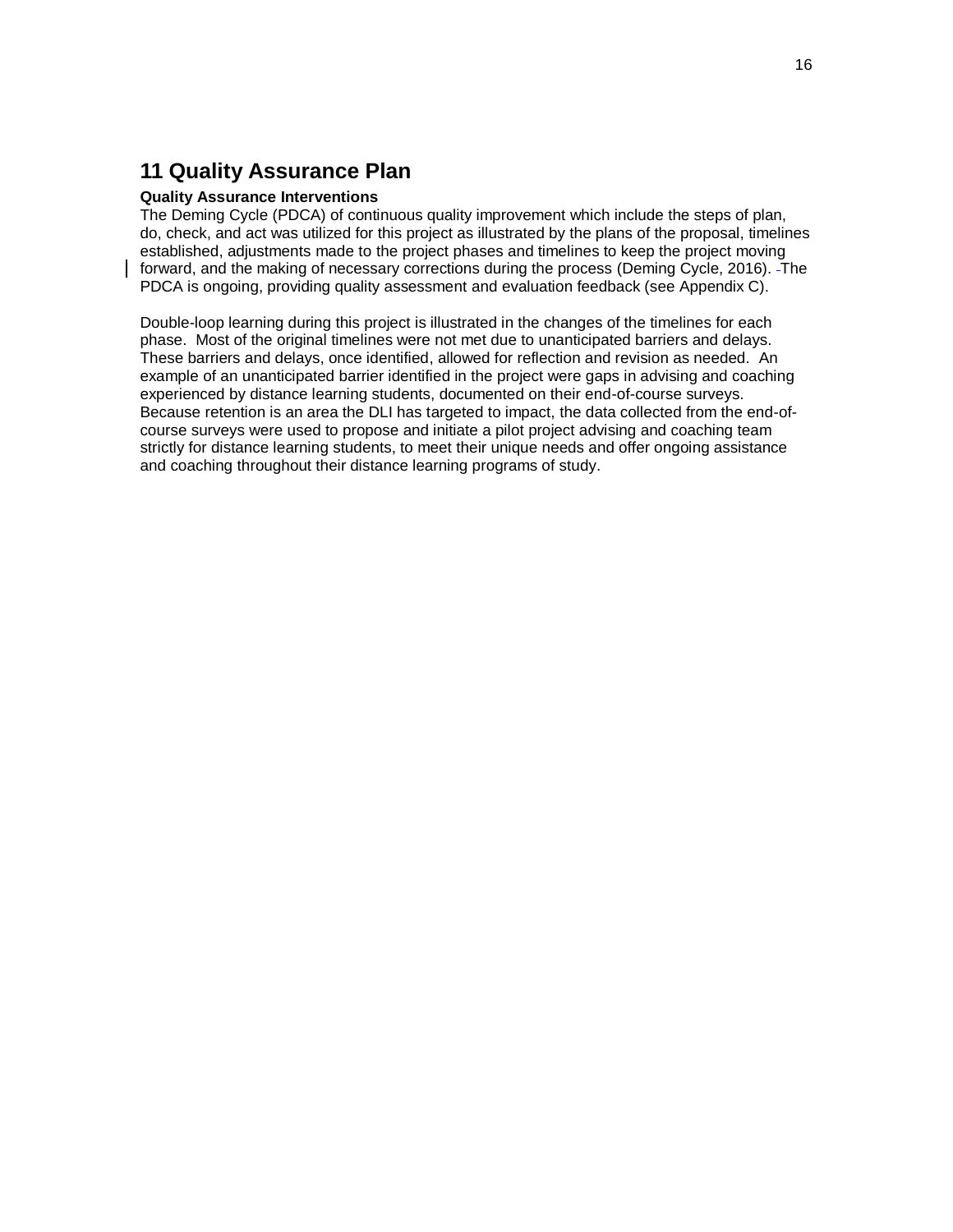# 11 Quality Assurance Plan

**Quality Assurance Interventions**

The Deming Cycle (PDCA) of continuous quality improvement which include the steps of plan, do, check, and act was utilized for this project as illustrated by the plans of the proposal, timelines established, adjustments made to the project phases and timelines to keep the project moving forward, and the making of necessary corrections during the process (Deming Cycle, 2016). The PDCA is ongoing, providing quality assessment and evaluation feedback (see Appendix C).

Double-loop learning during this project is illustrated in the changes of the timelines for each phase. Most of the original timelines were not met due to unanticipated barriers and delays. These barriers and delays, once identified, allowed for reflection and revision as needed. An example of an unanticipated barrier identified in the project were gaps in advising and coaching experienced by distance learning students, documented on their end-of-course surveys. Because retention is an area the DLI has targeted to impact, the data collected from the end-of-course surveys were used to propose and initiate a pilot project advising and coaching team strictly for distance learning students, to meet their unique needs and offer ongoing assistance and coaching throughout their distance learning programs of study.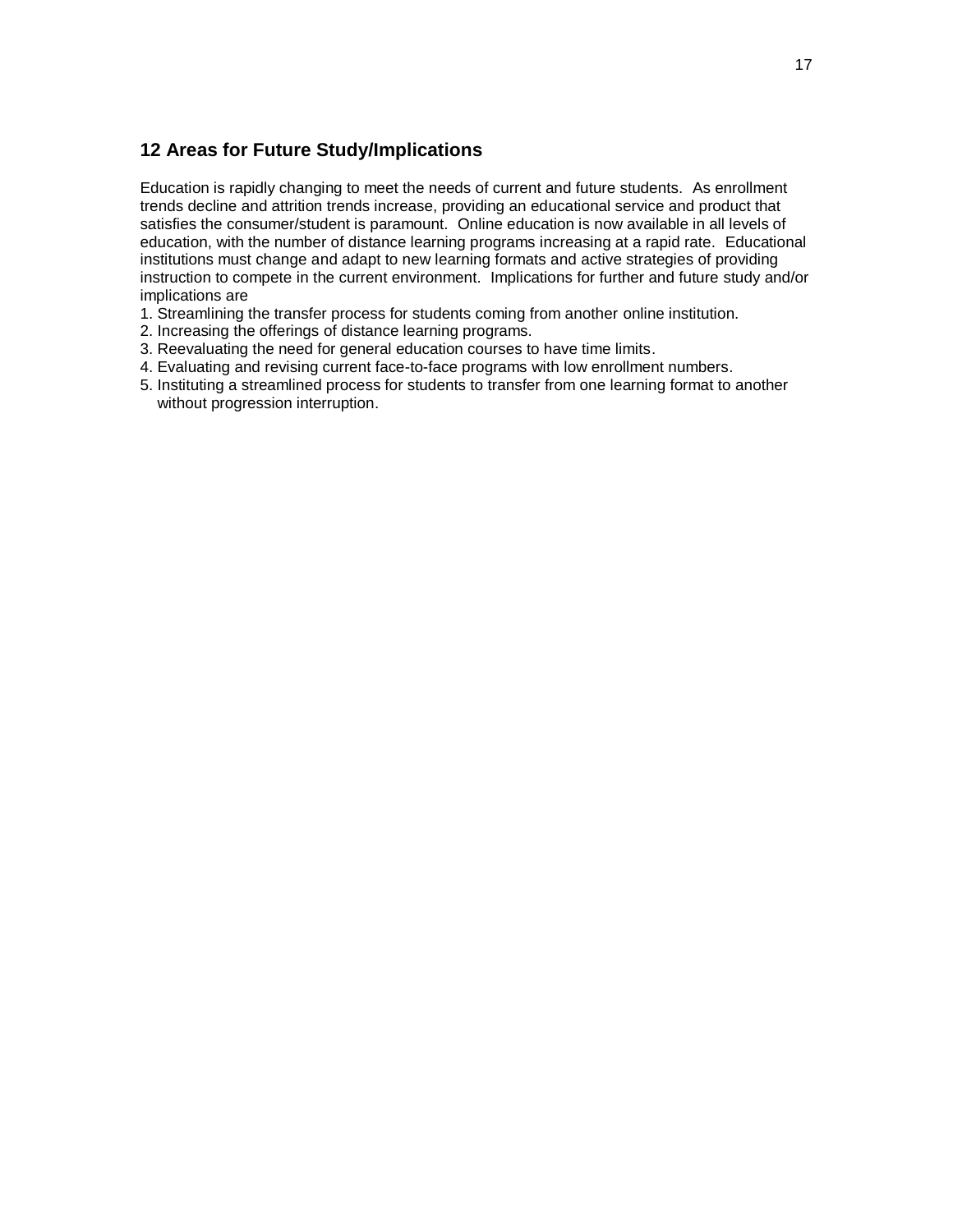## 12 Areas for Future Study/Implications

Education is rapidly changing to meet the needs of current and future students. As enrollment trends decline and attrition trends increase, providing an educational service and product that satisfies the consumer/student is paramount. Online education is now available in all levels of education, with the number of distance learning programs increasing at a rapid rate. Educational institutions must change and adapt to new learning formats and active strategies of providing instruction to compete in the current environment. Implications for further and future study and/or implications are

1. Streamlining the transfer process for students coming from another online institution.
2. Increasing the offerings of distance learning programs.
3. Reevaluating the need for general education courses to have time limits.
4. Evaluating and revising current face-to-face programs with low enrollment numbers.
5. Instituting a streamlined process for students to transfer from one learning format to another without progression interruption.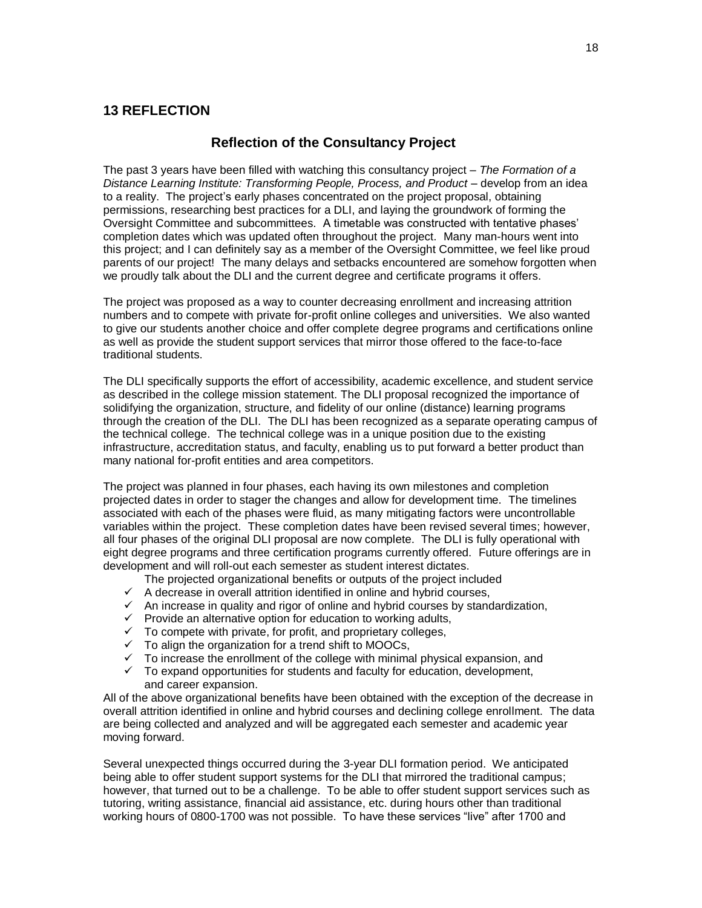## 13 REFLECTION

### Reflection of the Consultancy Project

The past 3 years have been filled with watching this consultancy project – *The Formation of a Distance Learning Institute: Transforming People, Process, and Product* – develop from an idea to a reality. The project's early phases concentrated on the project proposal, obtaining permissions, researching best practices for a DLI, and laying the groundwork of forming the Oversight Committee and subcommittees. A timetable was constructed with tentative phases' completion dates which was updated often throughout the project. Many man-hours went into this project; and I can definitely say as a member of the Oversight Committee, we feel like proud parents of our project! The many delays and setbacks encountered are somehow forgotten when we proudly talk about the DLI and the current degree and certificate programs it offers.

The project was proposed as a way to counter decreasing enrollment and increasing attrition numbers and to compete with private for-profit online colleges and universities. We also wanted to give our students another choice and offer complete degree programs and certifications online as well as provide the student support services that mirror those offered to the face-to-face traditional students.

The DLI specifically supports the effort of accessibility, academic excellence, and student service as described in the college mission statement. The DLI proposal recognized the importance of solidifying the organization, structure, and fidelity of our online (distance) learning programs through the creation of the DLI. The DLI has been recognized as a separate operating campus of the technical college. The technical college was in a unique position due to the existing infrastructure, accreditation status, and faculty, enabling us to put forward a better product than many national for-profit entities and area competitors.

The project was planned in four phases, each having its own milestones and completion projected dates in order to stager the changes and allow for development time. The timelines associated with each of the phases were fluid, as many mitigating factors were uncontrollable variables within the project. These completion dates have been revised several times; however, all four phases of the original DLI proposal are now complete. The DLI is fully operational with eight degree programs and three certification programs currently offered. Future offerings are in development and will roll-out each semester as student interest dictates.

The projected organizational benefits or outputs of the project included

- ✓ A decrease in overall attrition identified in online and hybrid courses,
- ✓ An increase in quality and rigor of online and hybrid courses by standardization,
- ✓ Provide an alternative option for education to working adults,
- ✓ To compete with private, for profit, and proprietary colleges,
- ✓ To align the organization for a trend shift to MOOCs,
- ✓ To increase the enrollment of the college with minimal physical expansion, and
- ✓ To expand opportunities for students and faculty for education, development, and career expansion.

All of the above organizational benefits have been obtained with the exception of the decrease in overall attrition identified in online and hybrid courses and declining college enrollment. The data are being collected and analyzed and will be aggregated each semester and academic year moving forward.

Several unexpected things occurred during the 3-year DLI formation period. We anticipated being able to offer student support systems for the DLI that mirrored the traditional campus; however, that turned out to be a challenge. To be able to offer student support services such as tutoring, writing assistance, financial aid assistance, etc. during hours other than traditional working hours of 0800-1700 was not possible. To have these services "live" after 1700 and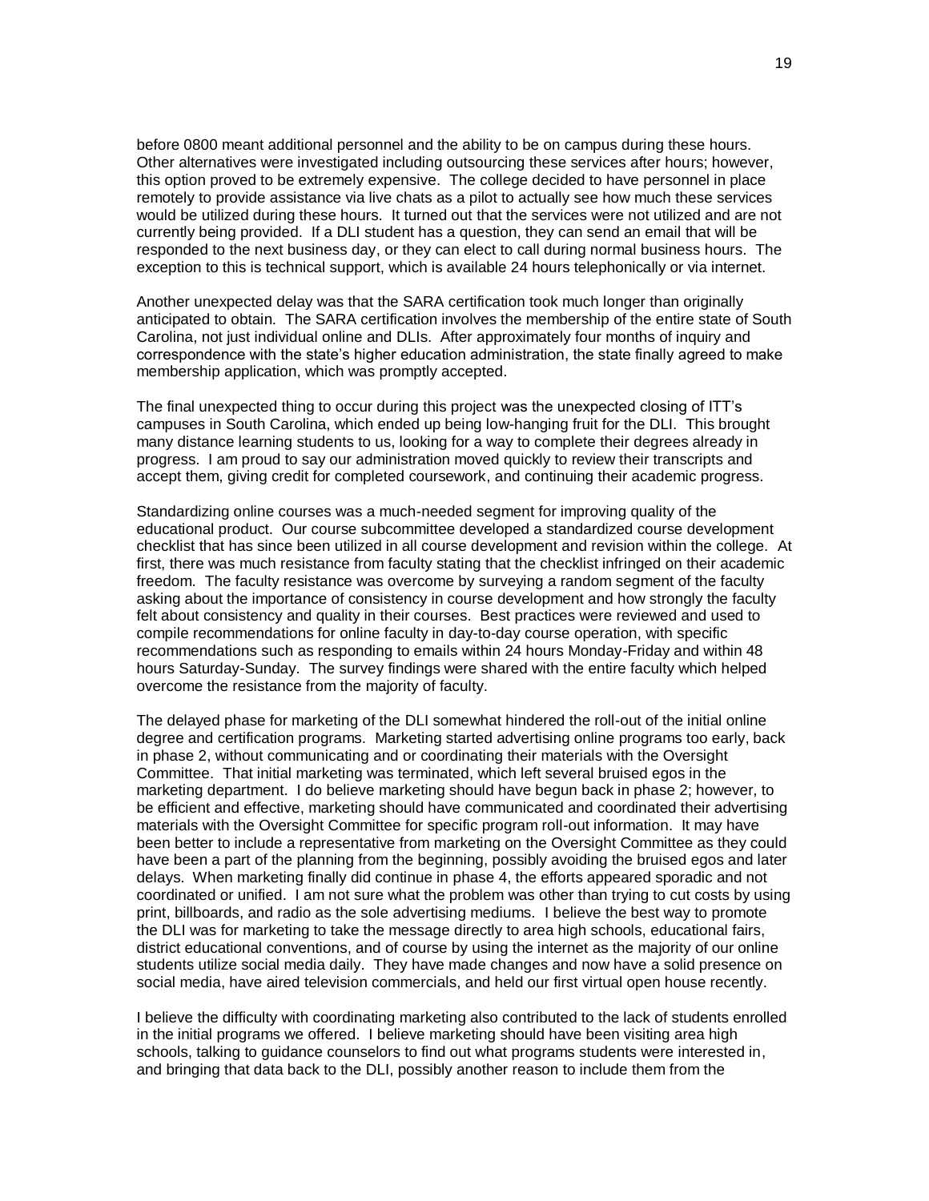before 0800 meant additional personnel and the ability to be on campus during these hours. Other alternatives were investigated including outsourcing these services after hours; however, this option proved to be extremely expensive. The college decided to have personnel in place remotely to provide assistance via live chats as a pilot to actually see how much these services would be utilized during these hours. It turned out that the services were not utilized and are not currently being provided. If a DLI student has a question, they can send an email that will be responded to the next business day, or they can elect to call during normal business hours. The exception to this is technical support, which is available 24 hours telephonically or via internet.

Another unexpected delay was that the SARA certification took much longer than originally anticipated to obtain. The SARA certification involves the membership of the entire state of South Carolina, not just individual online and DLIs. After approximately four months of inquiry and correspondence with the state's higher education administration, the state finally agreed to make membership application, which was promptly accepted.

The final unexpected thing to occur during this project was the unexpected closing of ITT's campuses in South Carolina, which ended up being low-hanging fruit for the DLI. This brought many distance learning students to us, looking for a way to complete their degrees already in progress. I am proud to say our administration moved quickly to review their transcripts and accept them, giving credit for completed coursework, and continuing their academic progress.

Standardizing online courses was a much-needed segment for improving quality of the educational product. Our course subcommittee developed a standardized course development checklist that has since been utilized in all course development and revision within the college. At first, there was much resistance from faculty stating that the checklist infringed on their academic freedom. The faculty resistance was overcome by surveying a random segment of the faculty asking about the importance of consistency in course development and how strongly the faculty felt about consistency and quality in their courses. Best practices were reviewed and used to compile recommendations for online faculty in day-to-day course operation, with specific recommendations such as responding to emails within 24 hours Monday-Friday and within 48 hours Saturday-Sunday. The survey findings were shared with the entire faculty which helped overcome the resistance from the majority of faculty.

The delayed phase for marketing of the DLI somewhat hindered the roll-out of the initial online degree and certification programs. Marketing started advertising online programs too early, back in phase 2, without communicating and or coordinating their materials with the Oversight Committee. That initial marketing was terminated, which left several bruised egos in the marketing department. I do believe marketing should have begun back in phase 2; however, to be efficient and effective, marketing should have communicated and coordinated their advertising materials with the Oversight Committee for specific program roll-out information. It may have been better to include a representative from marketing on the Oversight Committee as they could have been a part of the planning from the beginning, possibly avoiding the bruised egos and later delays. When marketing finally did continue in phase 4, the efforts appeared sporadic and not coordinated or unified. I am not sure what the problem was other than trying to cut costs by using print, billboards, and radio as the sole advertising mediums. I believe the best way to promote the DLI was for marketing to take the message directly to area high schools, educational fairs, district educational conventions, and of course by using the internet as the majority of our online students utilize social media daily. They have made changes and now have a solid presence on social media, have aired television commercials, and held our first virtual open house recently.

I believe the difficulty with coordinating marketing also contributed to the lack of students enrolled in the initial programs we offered. I believe marketing should have been visiting area high schools, talking to guidance counselors to find out what programs students were interested in, and bringing that data back to the DLI, possibly another reason to include them from the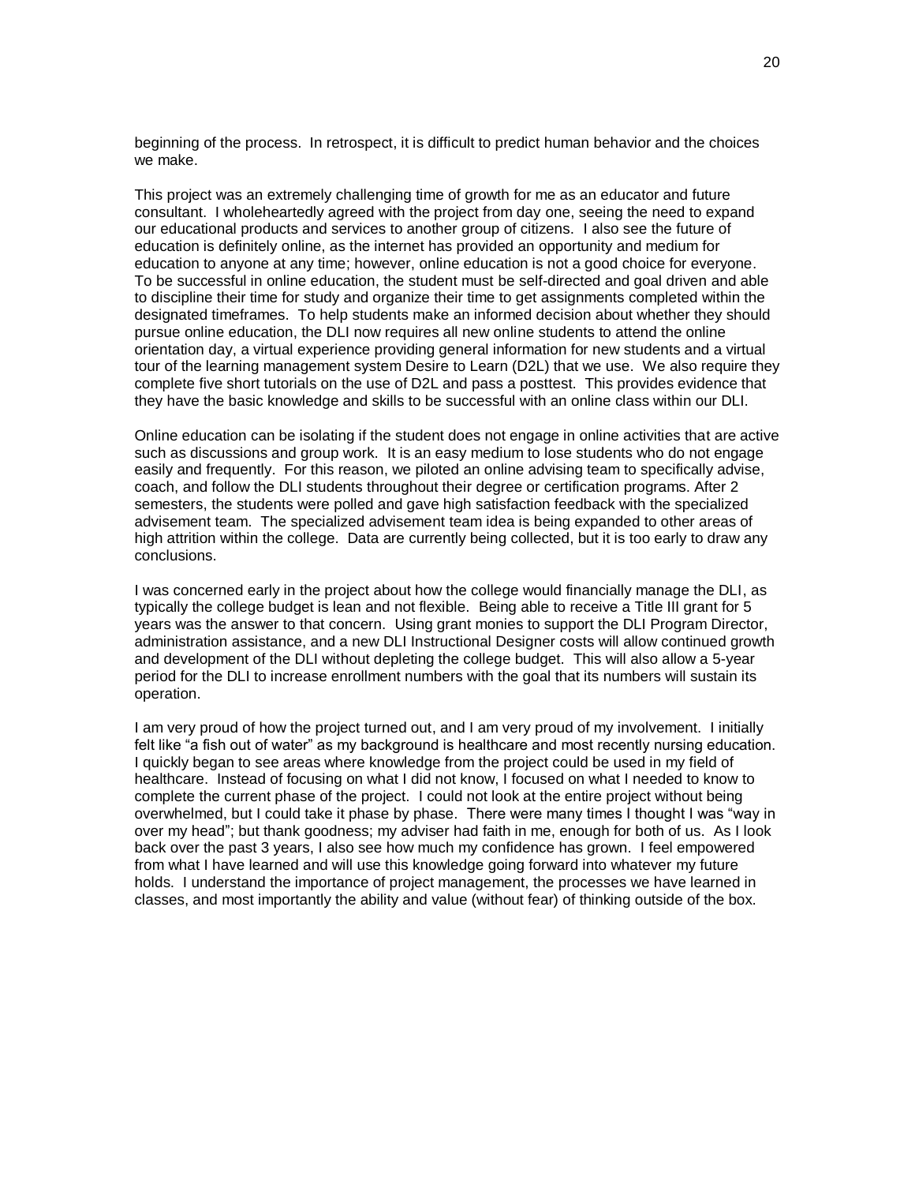beginning of the process. In retrospect, it is difficult to predict human behavior and the choices we make.

This project was an extremely challenging time of growth for me as an educator and future consultant. I wholeheartedly agreed with the project from day one, seeing the need to expand our educational products and services to another group of citizens. I also see the future of education is definitely online, as the internet has provided an opportunity and medium for education to anyone at any time; however, online education is not a good choice for everyone. To be successful in online education, the student must be self-directed and goal driven and able to discipline their time for study and organize their time to get assignments completed within the designated timeframes. To help students make an informed decision about whether they should pursue online education, the DLI now requires all new online students to attend the online orientation day, a virtual experience providing general information for new students and a virtual tour of the learning management system Desire to Learn (D2L) that we use. We also require they complete five short tutorials on the use of D2L and pass a posttest. This provides evidence that they have the basic knowledge and skills to be successful with an online class within our DLI.

Online education can be isolating if the student does not engage in online activities that are active such as discussions and group work. It is an easy medium to lose students who do not engage easily and frequently. For this reason, we piloted an online advising team to specifically advise, coach, and follow the DLI students throughout their degree or certification programs. After 2 semesters, the students were polled and gave high satisfaction feedback with the specialized advisement team. The specialized advisement team idea is being expanded to other areas of high attrition within the college. Data are currently being collected, but it is too early to draw any conclusions.

I was concerned early in the project about how the college would financially manage the DLI, as typically the college budget is lean and not flexible. Being able to receive a Title III grant for 5 years was the answer to that concern. Using grant monies to support the DLI Program Director, administration assistance, and a new DLI Instructional Designer costs will allow continued growth and development of the DLI without depleting the college budget. This will also allow a 5-year period for the DLI to increase enrollment numbers with the goal that its numbers will sustain its operation.

I am very proud of how the project turned out, and I am very proud of my involvement. I initially felt like "a fish out of water" as my background is healthcare and most recently nursing education. I quickly began to see areas where knowledge from the project could be used in my field of healthcare. Instead of focusing on what I did not know, I focused on what I needed to know to complete the current phase of the project. I could not look at the entire project without being overwhelmed, but I could take it phase by phase. There were many times I thought I was "way in over my head"; but thank goodness; my adviser had faith in me, enough for both of us. As I look back over the past 3 years, I also see how much my confidence has grown. I feel empowered from what I have learned and will use this knowledge going forward into whatever my future holds. I understand the importance of project management, the processes we have learned in classes, and most importantly the ability and value (without fear) of thinking outside of the box.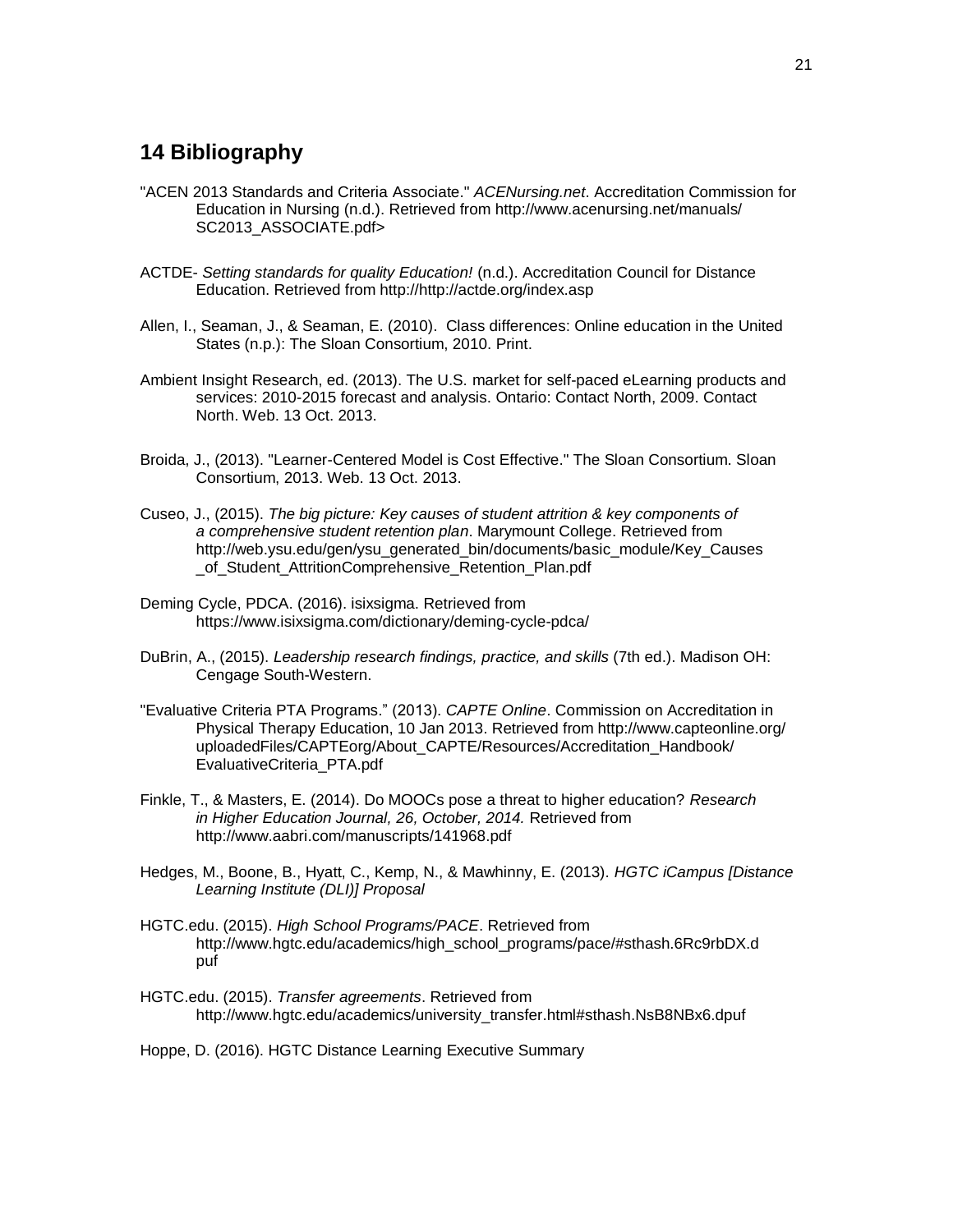## 14 Bibliography

"ACEN 2013 Standards and Criteria Associate." *ACENursing.net*. Accreditation Commission for Education in Nursing (n.d.). Retrieved from http://www.acenursing.net/manuals/SC2013_ASSOCIATE.pdf>

ACTDE- *Setting standards for quality Education!* (n.d.). Accreditation Council for Distance Education. Retrieved from http://http://actde.org/index.asp

Allen, I., Seaman, J., & Seaman, E. (2010). Class differences: Online education in the United States (n.p.): The Sloan Consortium, 2010. Print.

Ambient Insight Research, ed. (2013). The U.S. market for self-paced eLearning products and services: 2010-2015 forecast and analysis. Ontario: Contact North, 2009. Contact North. Web. 13 Oct. 2013.

Broida, J., (2013). "Learner-Centered Model is Cost Effective." The Sloan Consortium. Sloan Consortium, 2013. Web. 13 Oct. 2013.

Cuseo, J., (2015). *The big picture: Key causes of student attrition & key components of a comprehensive student retention plan*. Marymount College. Retrieved from http://web.ysu.edu/gen/ysu_generated_bin/documents/basic_module/Key_Causes_of_Student_AttritionComprehensive_Retention_Plan.pdf

Deming Cycle, PDCA. (2016). isixsigma. Retrieved from https://www.isixsigma.com/dictionary/deming-cycle-pdca/

DuBrin, A., (2015). *Leadership research findings, practice, and skills* (7th ed.). Madison OH: Cengage South-Western.

"Evaluative Criteria PTA Programs." (2013). *CAPTE Online*. Commission on Accreditation in Physical Therapy Education, 10 Jan 2013. Retrieved from http://www.capteonline.org/uploadedFiles/CAPTEorg/About_CAPTE/Resources/Accreditation_Handbook/EvaluativeCriteria_PTA.pdf

Finkle, T., & Masters, E. (2014). Do MOOCs pose a threat to higher education? *Research in Higher Education Journal, 26, October, 2014.* Retrieved from http://www.aabri.com/manuscripts/141968.pdf

Hedges, M., Boone, B., Hyatt, C., Kemp, N., & Mawhinny, E. (2013). *HGTC iCampus [Distance Learning Institute (DLI)] Proposal*

HGTC.edu. (2015). *High School Programs/PACE*. Retrieved from http://www.hgtc.edu/academics/high_school_programs/pace/#sthash.6Rc9rbDX.dpuf

HGTC.edu. (2015). *Transfer agreements*. Retrieved from http://www.hgtc.edu/academics/university_transfer.html#sthash.NsB8NBx6.dpuf

Hoppe, D. (2016). HGTC Distance Learning Executive Summary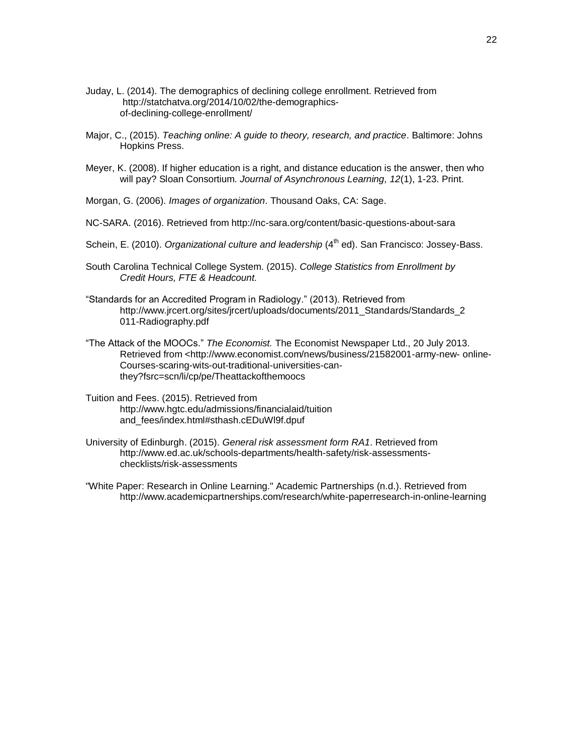Juday, L. (2014). The demographics of declining college enrollment. Retrieved from http://statchatva.org/2014/10/02/the-demographics-of-declining-college-enrollment/

Major, C., (2015). *Teaching online: A guide to theory, research, and practice*. Baltimore: Johns Hopkins Press.

Meyer, K. (2008). If higher education is a right, and distance education is the answer, then who will pay? Sloan Consortium. *Journal of Asynchronous Learning, 12*(1), 1-23. Print.

Morgan, G. (2006). *Images of organization*. Thousand Oaks, CA: Sage.

NC-SARA. (2016). Retrieved from http://nc-sara.org/content/basic-questions-about-sara

Schein, E. (2010). *Organizational culture and leadership* (4th ed). San Francisco: Jossey-Bass.

South Carolina Technical College System. (2015). *College Statistics from Enrollment by Credit Hours, FTE & Headcount.*

"Standards for an Accredited Program in Radiology." (2013). Retrieved from http://www.jrcert.org/sites/jrcert/uploads/documents/2011_Standards/Standards_2011-Radiography.pdf

"The Attack of the MOOCs." *The Economist.* The Economist Newspaper Ltd., 20 July 2013. Retrieved from <http://www.economist.com/news/business/21582001-army-new- online-Courses-scaring-wits-out-traditional-universities-can-they?fsrc=scn/li/cp/pe/Theattackofthemoocs

Tuition and Fees. (2015). Retrieved from http://www.hgtc.edu/admissions/financialaid/tuition and_fees/index.html#sthash.cEDuWl9f.dpuf

University of Edinburgh. (2015). *General risk assessment form RA1*. Retrieved from http://www.ed.ac.uk/schools-departments/health-safety/risk-assessments-checklists/risk-assessments

"White Paper: Research in Online Learning." Academic Partnerships (n.d.). Retrieved from http://www.academicpartnerships.com/research/white-paperresearch-in-online-learning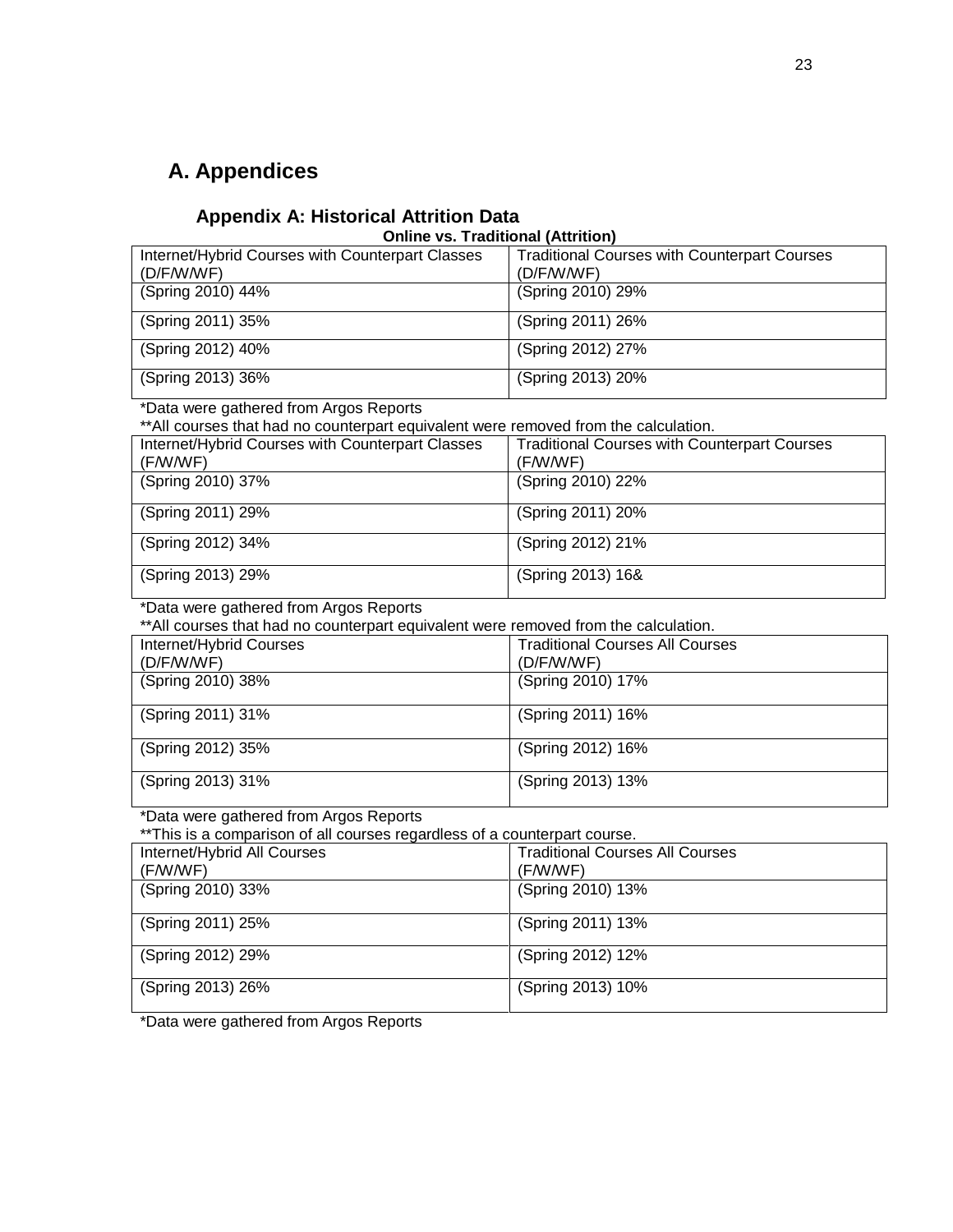# A. Appendices

## Appendix A: Historical Attrition Data

**Online vs. Traditional (Attrition)**

| Internet/Hybrid Courses with Counterpart Classes (D/F/W/WF) | Traditional Courses with Counterpart Courses (D/F/W/WF) |
|---|---|
| (Spring 2010) 44% | (Spring 2010) 29% |
| (Spring 2011) 35% | (Spring 2011) 26% |
| (Spring 2012) 40% | (Spring 2012) 27% |
| (Spring 2013) 36% | (Spring 2013) 20% |

*Data were gathered from Argos Reports

**All courses that had no counterpart equivalent were removed from the calculation.

| Internet/Hybrid Courses with Counterpart Classes (F/W/WF) | Traditional Courses with Counterpart Courses (F/W/WF) |
|---|---|
| (Spring 2010) 37% | (Spring 2010) 22% |
| (Spring 2011) 29% | (Spring 2011) 20% |
| (Spring 2012) 34% | (Spring 2012) 21% |
| (Spring 2013) 29% | (Spring 2013) 16& |

*Data were gathered from Argos Reports

**All courses that had no counterpart equivalent were removed from the calculation.

| Internet/Hybrid Courses (D/F/W/WF) | Traditional Courses All Courses (D/F/W/WF) |
|---|---|
| (Spring 2010) 38% | (Spring 2010) 17% |
| (Spring 2011) 31% | (Spring 2011) 16% |
| (Spring 2012) 35% | (Spring 2012) 16% |
| (Spring 2013) 31% | (Spring 2013) 13% |

*Data were gathered from Argos Reports

**This is a comparison of all courses regardless of a counterpart course.

| Internet/Hybrid All Courses (F/W/WF) | Traditional Courses All Courses (F/W/WF) |
|---|---|
| (Spring 2010) 33% | (Spring 2010) 13% |
| (Spring 2011) 25% | (Spring 2011) 13% |
| (Spring 2012) 29% | (Spring 2012) 12% |
| (Spring 2013) 26% | (Spring 2013) 10% |

*Data were gathered from Argos Reports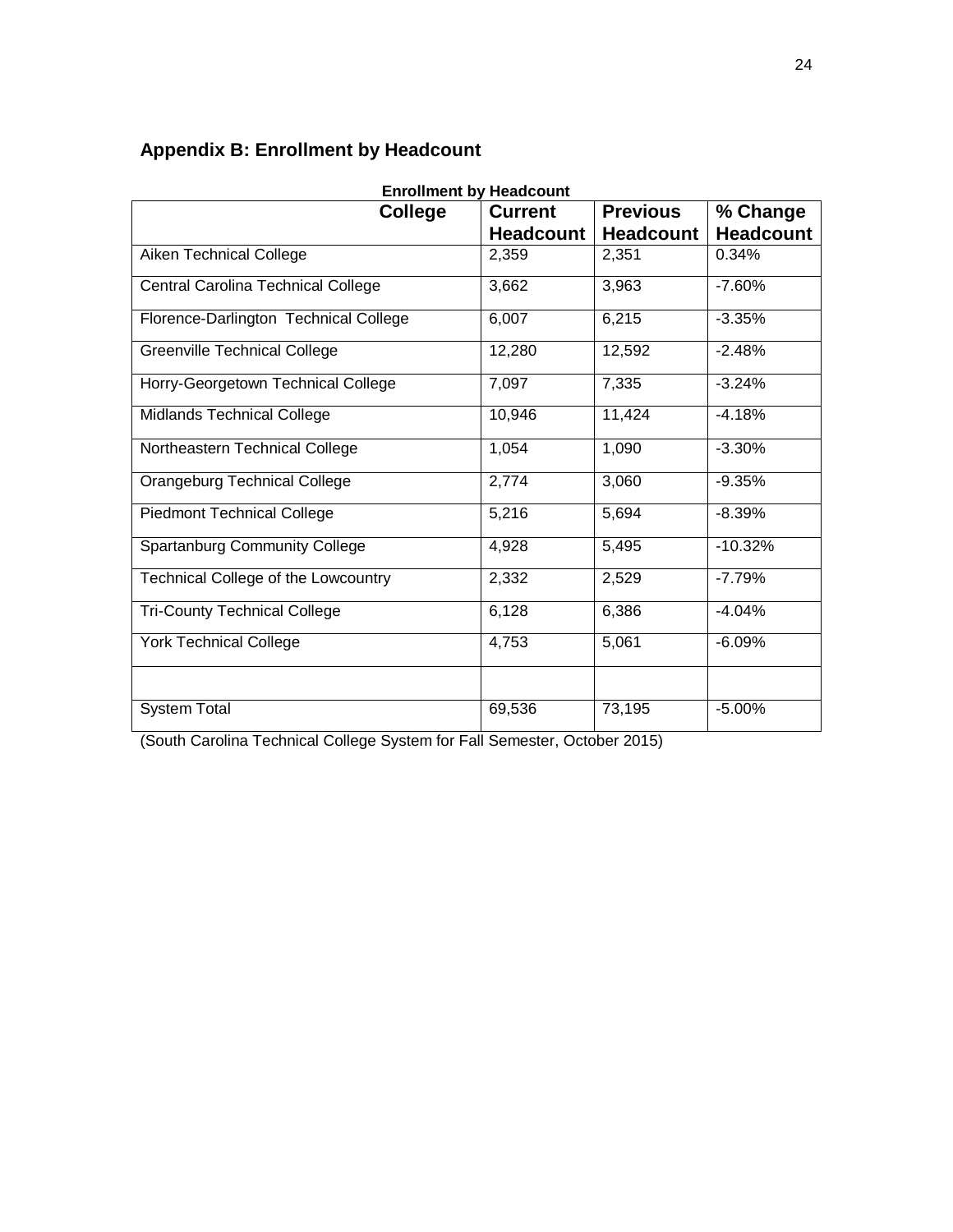## Appendix B: Enrollment by Headcount

**Enrollment by Headcount**

| College | Current Headcount | Previous Headcount | % Change Headcount |
|---|---|---|---|
| Aiken Technical College | 2,359 | 2,351 | 0.34% |
| Central Carolina Technical College | 3,662 | 3,963 | -7.60% |
| Florence-Darlington Technical College | 6,007 | 6,215 | -3.35% |
| Greenville Technical College | 12,280 | 12,592 | -2.48% |
| Horry-Georgetown Technical College | 7,097 | 7,335 | -3.24% |
| Midlands Technical College | 10,946 | 11,424 | -4.18% |
| Northeastern Technical College | 1,054 | 1,090 | -3.30% |
| Orangeburg Technical College | 2,774 | 3,060 | -9.35% |
| Piedmont Technical College | 5,216 | 5,694 | -8.39% |
| Spartanburg Community College | 4,928 | 5,495 | -10.32% |
| Technical College of the Lowcountry | 2,332 | 2,529 | -7.79% |
| Tri-County Technical College | 6,128 | 6,386 | -4.04% |
| York Technical College | 4,753 | 5,061 | -6.09% |
| | | | |
| System Total | 69,536 | 73,195 | -5.00% |

(South Carolina Technical College System for Fall Semester, October 2015)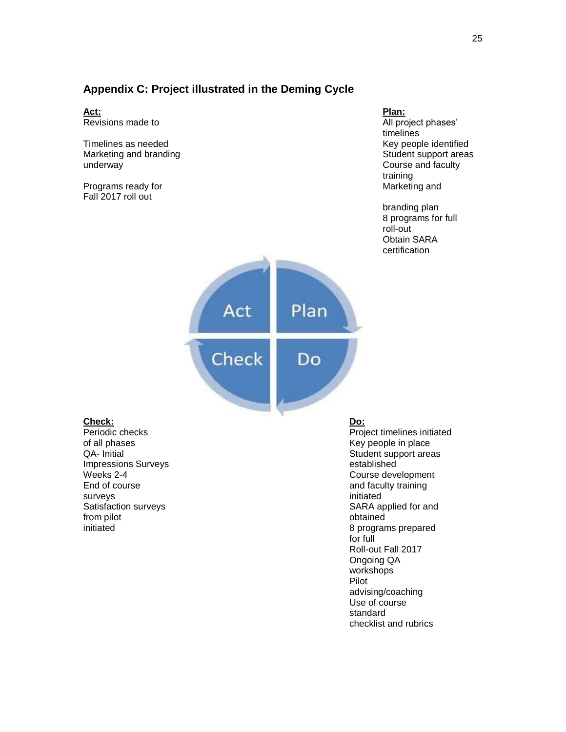## Appendix C: Project illustrated in the Deming Cycle

**Act:**
Revisions made to

Timelines as needed
Marketing and branding underway

Programs ready for Fall 2017 roll out

**Plan:**
All project phases' timelines
Key people identified
Student support areas
Course and faculty training
Marketing and

branding plan
8 programs for full roll-out
Obtain SARA certification

Act Plan
Check Do

**Check:**
Periodic checks of all phases
QA- Initial Impressions Surveys Weeks 2-4
End of course surveys
Satisfaction surveys from pilot initiated

**Do:**
Project timelines initiated
Key people in place
Student support areas established
Course development and faculty training initiated
SARA applied for and obtained
8 programs prepared for full Roll-out Fall 2017
Ongoing QA workshops
Pilot advising/coaching
Use of course standard checklist and rubrics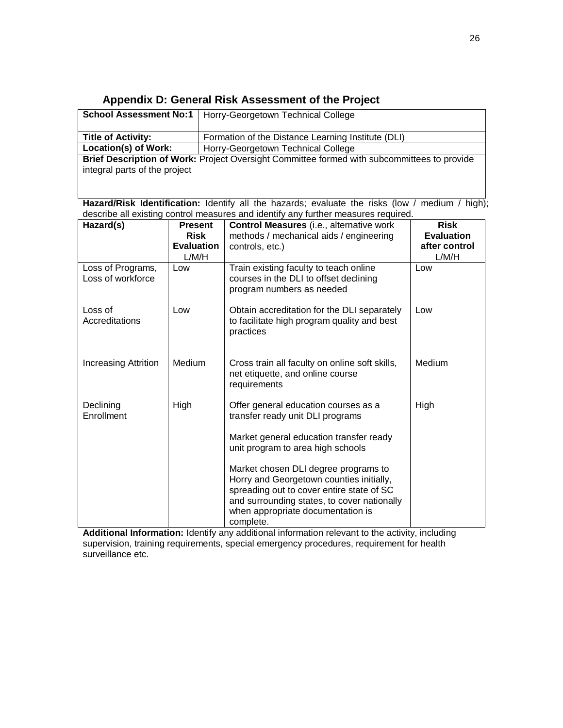## Appendix D: General Risk Assessment of the Project

| **School Assessment No:1** | Horry-Georgetown Technical College |
|---|---|
| **Title of Activity:** | Formation of the Distance Learning Institute (DLI) |
| **Location(s) of Work:** | Horry-Georgetown Technical College |

**Brief Description of Work:** Project Oversight Committee formed with subcommittees to provide integral parts of the project

**Hazard/Risk Identification:** Identify all the hazards; evaluate the risks (low / medium / high); describe all existing control measures and identify any further measures required.

| **Hazard(s)** | **Present Risk Evaluation** L/M/H | **Control Measures** (i.e., alternative work methods / mechanical aids / engineering controls, etc.) | **Risk Evaluation after control** L/M/H |
|---|---|---|---|
| Loss of Programs, Loss of workforce | Low | Train existing faculty to teach online courses in the DLI to offset declining program numbers as needed | Low |
| Loss of Accreditations | Low | Obtain accreditation for the DLI separately to facilitate high program quality and best practices | Low |
| Increasing Attrition | Medium | Cross train all faculty on online soft skills, net etiquette, and online course requirements | Medium |
| Declining Enrollment | High | Offer general education courses as a transfer ready unit DLI programs<br><br>Market general education transfer ready unit program to area high schools<br><br>Market chosen DLI degree programs to Horry and Georgetown counties initially, spreading out to cover entire state of SC and surrounding states, to cover nationally when appropriate documentation is complete. | High |

**Additional Information:** Identify any additional information relevant to the activity, including supervision, training requirements, special emergency procedures, requirement for health surveillance etc.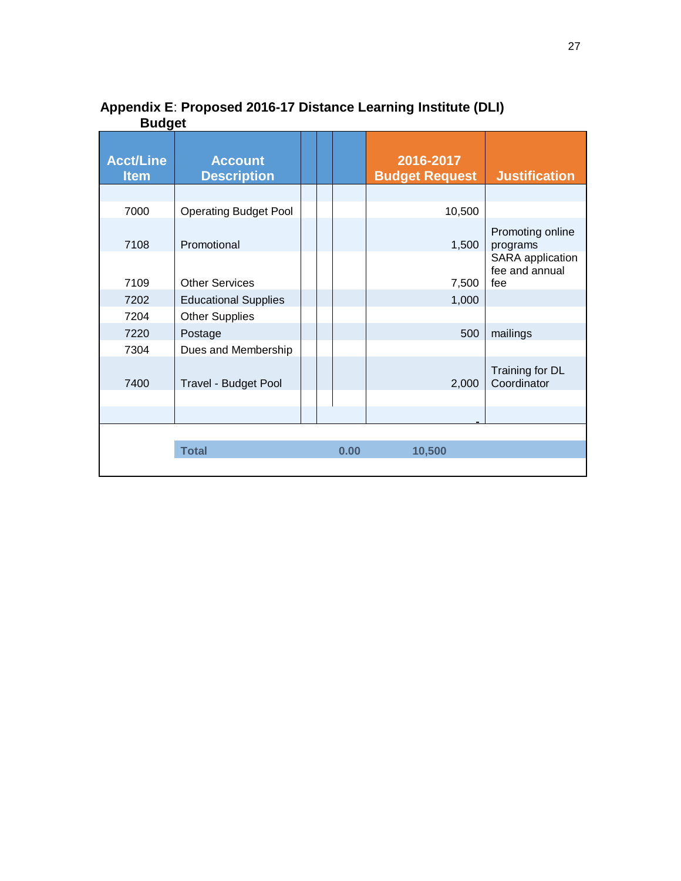**Appendix E**: **Proposed 2016-17 Distance Learning Institute (DLI) Budget**

| Acct/Line Item | Account Description | | | | 2016-2017 Budget Request | Justification |
|---|---|---|---|---|---|---|
| 7000 | Operating Budget Pool | | | | 10,500 | |
| 7108 | Promotional | | | | 1,500 | Promoting online programs |
| 7109 | Other Services | | | | 7,500 | SARA application fee and annual fee |
| 7202 | Educational Supplies | | | | 1,000 | |
| 7204 | Other Supplies | | | | | |
| 7220 | Postage | | | | 500 | mailings |
| 7304 | Dues and Membership | | | | | |
| 7400 | Travel - Budget Pool | | | | 2,000 | Training for DL Coordinator |
| | | | | | - | |
| | **Total** | | | **0.00** | **10,500** | |